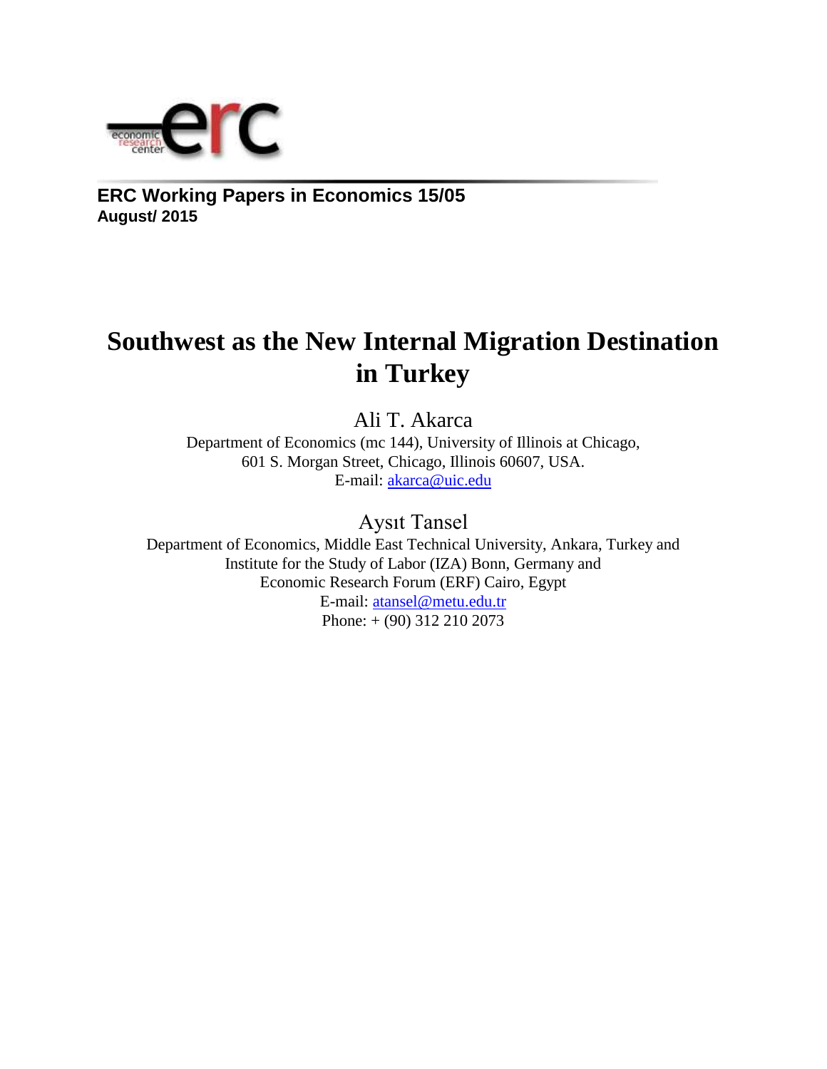**ERC Working Papers in Economics 15/05**
**August/ 2015**

# Southwest as the New Internal Migration Destination in Turkey

Ali T. Akarca

Department of Economics (mc 144), University of Illinois at Chicago,
601 S. Morgan Street, Chicago, Illinois 60607, USA.
E-mail: akarca@uic.edu

Aysıt Tansel

Department of Economics, Middle East Technical University, Ankara, Turkey and
Institute for the Study of Labor (IZA) Bonn, Germany and
Economic Research Forum (ERF) Cairo, Egypt
E-mail: atansel@metu.edu.tr
Phone: + (90) 312 210 2073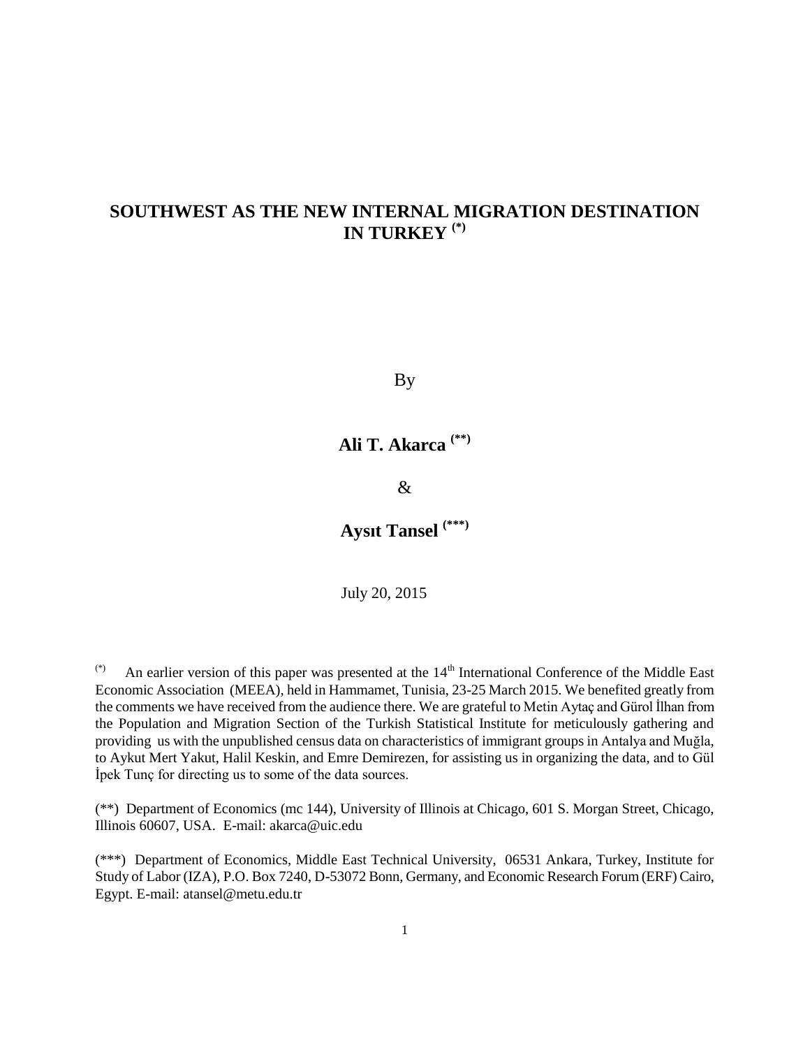# SOUTHWEST AS THE NEW INTERNAL MIGRATION DESTINATION IN TURKEY [(*)]

By

**Ali T. Akarca [(**)]**

&

**Aysıt Tansel [(***)]**

July 20, 2015

[(*)] An earlier version of this paper was presented at the 14th International Conference of the Middle East Economic Association (MEEA), held in Hammamet, Tunisia, 23-25 March 2015. We benefited greatly from the comments we have received from the audience there. We are grateful to Metin Aytaç and Gürol İlhan from the Population and Migration Section of the Turkish Statistical Institute for meticulously gathering and providing us with the unpublished census data on characteristics of immigrant groups in Antalya and Muğla, to Aykut Mert Yakut, Halil Keskin, and Emre Demirezen, for assisting us in organizing the data, and to Gül İpek Tunç for directing us to some of the data sources.

(**) Department of Economics (mc 144), University of Illinois at Chicago, 601 S. Morgan Street, Chicago, Illinois 60607, USA. E-mail: akarca@uic.edu

(***) Department of Economics, Middle East Technical University, 06531 Ankara, Turkey, Institute for Study of Labor (IZA), P.O. Box 7240, D-53072 Bonn, Germany, and Economic Research Forum (ERF) Cairo, Egypt. E-mail: atansel@metu.edu.tr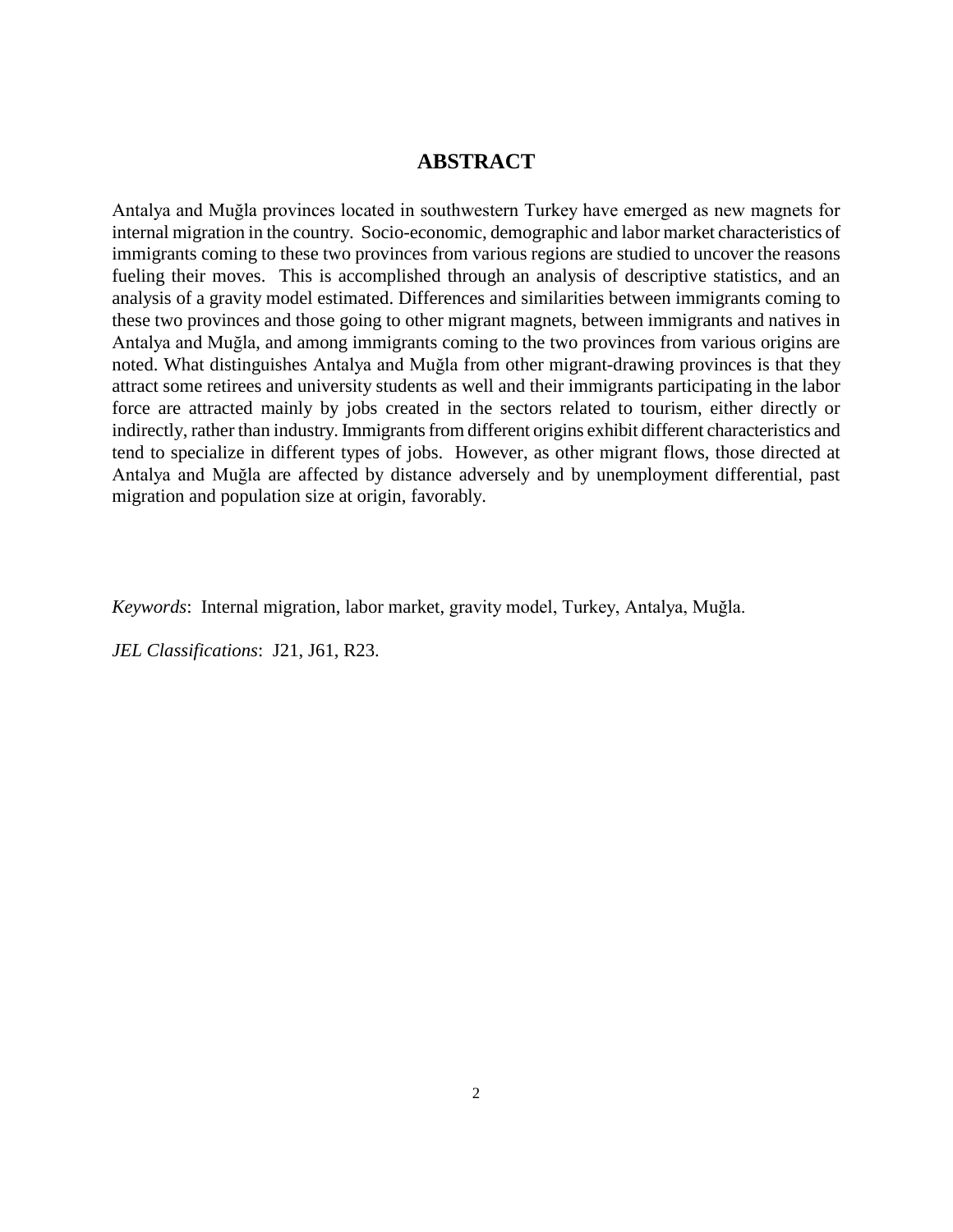## ABSTRACT

Antalya and Muğla provinces located in southwestern Turkey have emerged as new magnets for internal migration in the country. Socio-economic, demographic and labor market characteristics of immigrants coming to these two provinces from various regions are studied to uncover the reasons fueling their moves. This is accomplished through an analysis of descriptive statistics, and an analysis of a gravity model estimated. Differences and similarities between immigrants coming to these two provinces and those going to other migrant magnets, between immigrants and natives in Antalya and Muğla, and among immigrants coming to the two provinces from various origins are noted. What distinguishes Antalya and Muğla from other migrant-drawing provinces is that they attract some retirees and university students as well and their immigrants participating in the labor force are attracted mainly by jobs created in the sectors related to tourism, either directly or indirectly, rather than industry. Immigrants from different origins exhibit different characteristics and tend to specialize in different types of jobs. However, as other migrant flows, those directed at Antalya and Muğla are affected by distance adversely and by unemployment differential, past migration and population size at origin, favorably.

*Keywords*: Internal migration, labor market, gravity model, Turkey, Antalya, Muğla.

*JEL Classifications*: J21, J61, R23.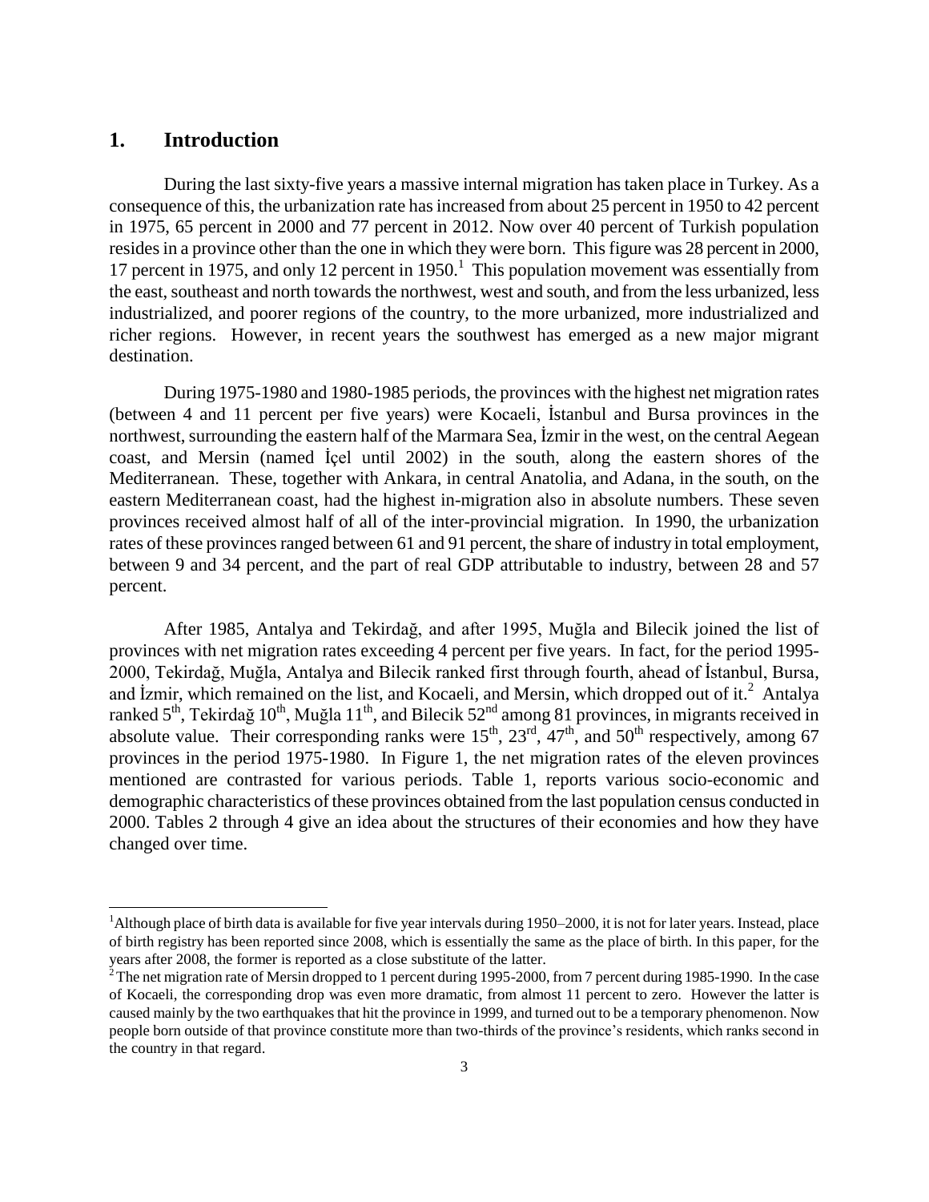## 1. Introduction

During the last sixty-five years a massive internal migration has taken place in Turkey. As a consequence of this, the urbanization rate has increased from about 25 percent in 1950 to 42 percent in 1975, 65 percent in 2000 and 77 percent in 2012. Now over 40 percent of Turkish population resides in a province other than the one in which they were born. This figure was 28 percent in 2000, 17 percent in 1975, and only 12 percent in 1950.[1] This population movement was essentially from the east, southeast and north towards the northwest, west and south, and from the less urbanized, less industrialized, and poorer regions of the country, to the more urbanized, more industrialized and richer regions. However, in recent years the southwest has emerged as a new major migrant destination.

During 1975-1980 and 1980-1985 periods, the provinces with the highest net migration rates (between 4 and 11 percent per five years) were Kocaeli, İstanbul and Bursa provinces in the northwest, surrounding the eastern half of the Marmara Sea, İzmir in the west, on the central Aegean coast, and Mersin (named İçel until 2002) in the south, along the eastern shores of the Mediterranean. These, together with Ankara, in central Anatolia, and Adana, in the south, on the eastern Mediterranean coast, had the highest in-migration also in absolute numbers. These seven provinces received almost half of all of the inter-provincial migration. In 1990, the urbanization rates of these provinces ranged between 61 and 91 percent, the share of industry in total employment, between 9 and 34 percent, and the part of real GDP attributable to industry, between 28 and 57 percent.

After 1985, Antalya and Tekirdağ, and after 1995, Muğla and Bilecik joined the list of provinces with net migration rates exceeding 4 percent per five years. In fact, for the period 1995-2000, Tekirdağ, Muğla, Antalya and Bilecik ranked first through fourth, ahead of İstanbul, Bursa, and İzmir, which remained on the list, and Kocaeli, and Mersin, which dropped out of it.[2] Antalya ranked 5th, Tekirdağ 10th, Muğla 11th, and Bilecik 52nd among 81 provinces, in migrants received in absolute value. Their corresponding ranks were 15th, 23rd, 47th, and 50th respectively, among 67 provinces in the period 1975-1980. In Figure 1, the net migration rates of the eleven provinces mentioned are contrasted for various periods. Table 1, reports various socio-economic and demographic characteristics of these provinces obtained from the last population census conducted in 2000. Tables 2 through 4 give an idea about the structures of their economies and how they have changed over time.

---

[1] Although place of birth data is available for five year intervals during 1950–2000, it is not for later years. Instead, place of birth registry has been reported since 2008, which is essentially the same as the place of birth. In this paper, for the years after 2008, the former is reported as a close substitute of the latter.

[2] The net migration rate of Mersin dropped to 1 percent during 1995-2000, from 7 percent during 1985-1990. In the case of Kocaeli, the corresponding drop was even more dramatic, from almost 11 percent to zero. However the latter is caused mainly by the two earthquakes that hit the province in 1999, and turned out to be a temporary phenomenon. Now people born outside of that province constitute more than two-thirds of the province's residents, which ranks second in the country in that regard.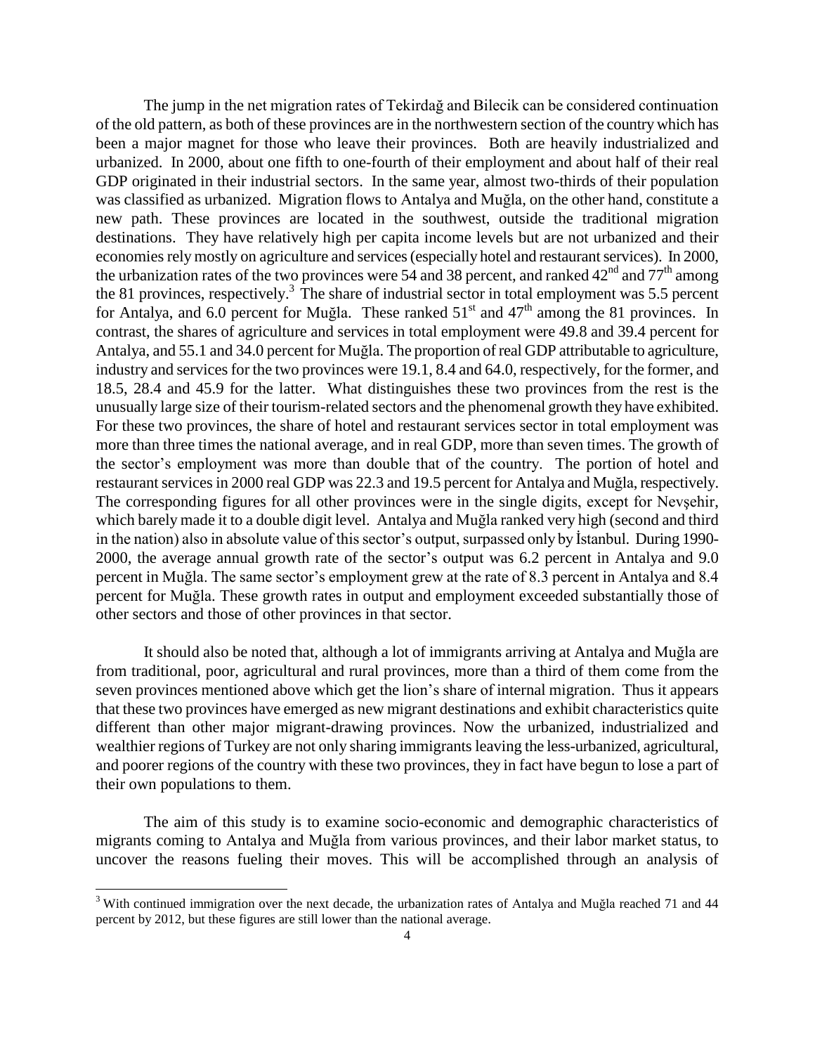The jump in the net migration rates of Tekirdağ and Bilecik can be considered continuation of the old pattern, as both of these provinces are in the northwestern section of the country which has been a major magnet for those who leave their provinces. Both are heavily industrialized and urbanized. In 2000, about one fifth to one-fourth of their employment and about half of their real GDP originated in their industrial sectors. In the same year, almost two-thirds of their population was classified as urbanized. Migration flows to Antalya and Muğla, on the other hand, constitute a new path. These provinces are located in the southwest, outside the traditional migration destinations. They have relatively high per capita income levels but are not urbanized and their economies rely mostly on agriculture and services (especially hotel and restaurant services). In 2000, the urbanization rates of the two provinces were 54 and 38 percent, and ranked 42nd and 77th among the 81 provinces, respectively.[3] The share of industrial sector in total employment was 5.5 percent for Antalya, and 6.0 percent for Muğla. These ranked 51st and 47th among the 81 provinces. In contrast, the shares of agriculture and services in total employment were 49.8 and 39.4 percent for Antalya, and 55.1 and 34.0 percent for Muğla. The proportion of real GDP attributable to agriculture, industry and services for the two provinces were 19.1, 8.4 and 64.0, respectively, for the former, and 18.5, 28.4 and 45.9 for the latter. What distinguishes these two provinces from the rest is the unusually large size of their tourism-related sectors and the phenomenal growth they have exhibited. For these two provinces, the share of hotel and restaurant services sector in total employment was more than three times the national average, and in real GDP, more than seven times. The growth of the sector's employment was more than double that of the country. The portion of hotel and restaurant services in 2000 real GDP was 22.3 and 19.5 percent for Antalya and Muğla, respectively. The corresponding figures for all other provinces were in the single digits, except for Nevşehir, which barely made it to a double digit level. Antalya and Muğla ranked very high (second and third in the nation) also in absolute value of this sector's output, surpassed only by İstanbul. During 1990-2000, the average annual growth rate of the sector's output was 6.2 percent in Antalya and 9.0 percent in Muğla. The same sector's employment grew at the rate of 8.3 percent in Antalya and 8.4 percent for Muğla. These growth rates in output and employment exceeded substantially those of other sectors and those of other provinces in that sector.

It should also be noted that, although a lot of immigrants arriving at Antalya and Muğla are from traditional, poor, agricultural and rural provinces, more than a third of them come from the seven provinces mentioned above which get the lion's share of internal migration. Thus it appears that these two provinces have emerged as new migrant destinations and exhibit characteristics quite different than other major migrant-drawing provinces. Now the urbanized, industrialized and wealthier regions of Turkey are not only sharing immigrants leaving the less-urbanized, agricultural, and poorer regions of the country with these two provinces, they in fact have begun to lose a part of their own populations to them.

The aim of this study is to examine socio-economic and demographic characteristics of migrants coming to Antalya and Muğla from various provinces, and their labor market status, to uncover the reasons fueling their moves. This will be accomplished through an analysis of

[3] With continued immigration over the next decade, the urbanization rates of Antalya and Muğla reached 71 and 44 percent by 2012, but these figures are still lower than the national average.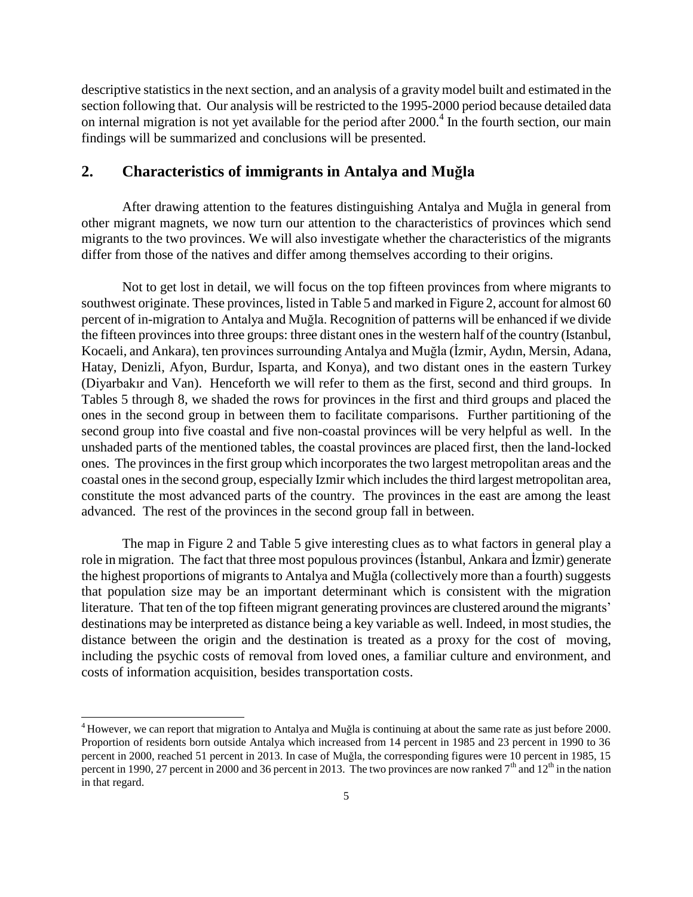descriptive statistics in the next section, and an analysis of a gravity model built and estimated in the section following that. Our analysis will be restricted to the 1995-2000 period because detailed data on internal migration is not yet available for the period after 2000.[4] In the fourth section, our main findings will be summarized and conclusions will be presented.

## 2. Characteristics of immigrants in Antalya and Muğla

After drawing attention to the features distinguishing Antalya and Muğla in general from other migrant magnets, we now turn our attention to the characteristics of provinces which send migrants to the two provinces. We will also investigate whether the characteristics of the migrants differ from those of the natives and differ among themselves according to their origins.

Not to get lost in detail, we will focus on the top fifteen provinces from where migrants to southwest originate. These provinces, listed in Table 5 and marked in Figure 2, account for almost 60 percent of in-migration to Antalya and Muğla. Recognition of patterns will be enhanced if we divide the fifteen provinces into three groups: three distant ones in the western half of the country (Istanbul, Kocaeli, and Ankara), ten provinces surrounding Antalya and Muğla (İzmir, Aydın, Mersin, Adana, Hatay, Denizli, Afyon, Burdur, Isparta, and Konya), and two distant ones in the eastern Turkey (Diyarbakır and Van). Henceforth we will refer to them as the first, second and third groups. In Tables 5 through 8, we shaded the rows for provinces in the first and third groups and placed the ones in the second group in between them to facilitate comparisons. Further partitioning of the second group into five coastal and five non-coastal provinces will be very helpful as well. In the unshaded parts of the mentioned tables, the coastal provinces are placed first, then the land-locked ones. The provinces in the first group which incorporates the two largest metropolitan areas and the coastal ones in the second group, especially Izmir which includes the third largest metropolitan area, constitute the most advanced parts of the country. The provinces in the east are among the least advanced. The rest of the provinces in the second group fall in between.

The map in Figure 2 and Table 5 give interesting clues as to what factors in general play a role in migration. The fact that three most populous provinces (İstanbul, Ankara and İzmir) generate the highest proportions of migrants to Antalya and Muğla (collectively more than a fourth) suggests that population size may be an important determinant which is consistent with the migration literature. That ten of the top fifteen migrant generating provinces are clustered around the migrants' destinations may be interpreted as distance being a key variable as well. Indeed, in most studies, the distance between the origin and the destination is treated as a proxy for the cost of moving, including the psychic costs of removal from loved ones, a familiar culture and environment, and costs of information acquisition, besides transportation costs.

[4] However, we can report that migration to Antalya and Muğla is continuing at about the same rate as just before 2000. Proportion of residents born outside Antalya which increased from 14 percent in 1985 and 23 percent in 1990 to 36 percent in 2000, reached 51 percent in 2013. In case of Muğla, the corresponding figures were 10 percent in 1985, 15 percent in 1990, 27 percent in 2000 and 36 percent in 2013. The two provinces are now ranked 7th and 12th in the nation in that regard.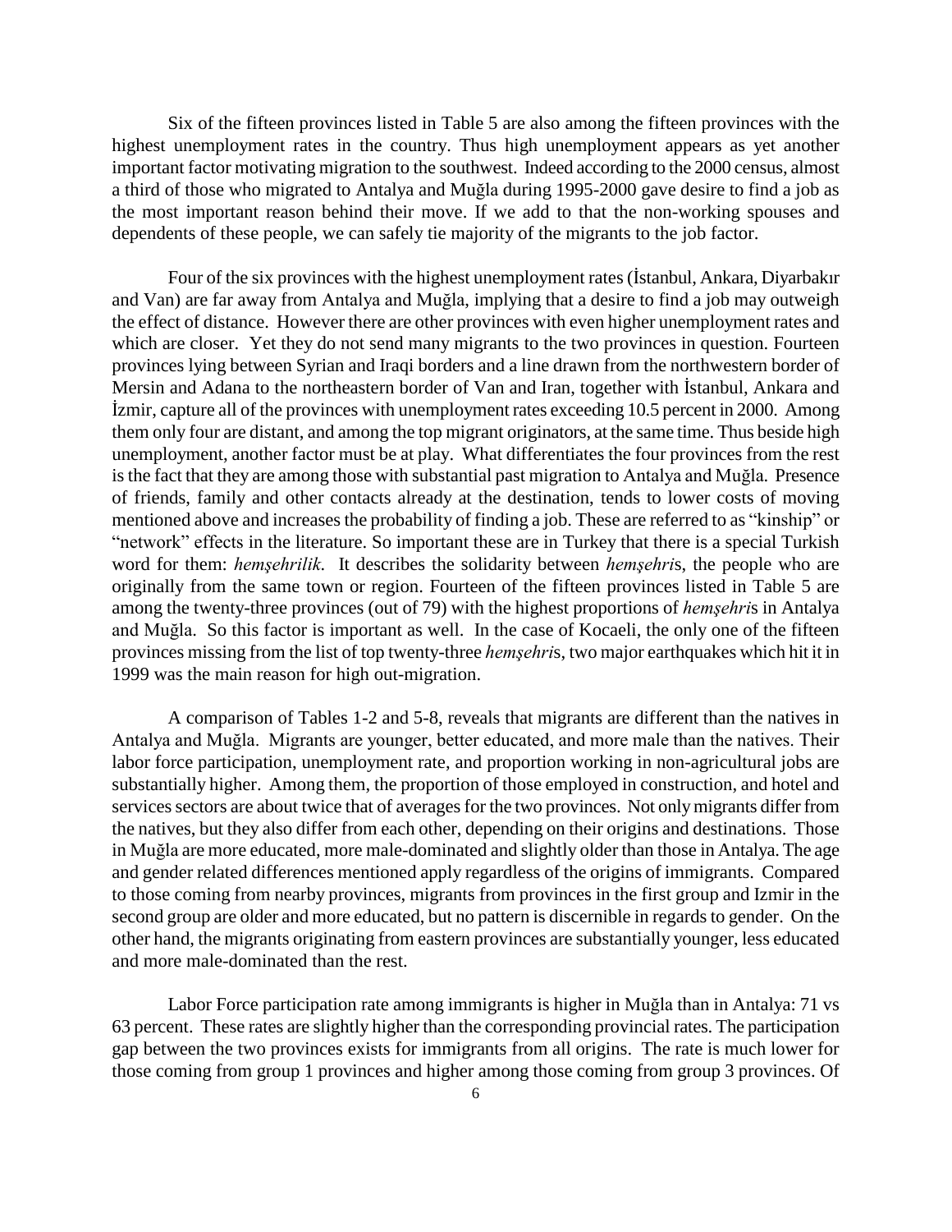Six of the fifteen provinces listed in Table 5 are also among the fifteen provinces with the highest unemployment rates in the country. Thus high unemployment appears as yet another important factor motivating migration to the southwest. Indeed according to the 2000 census, almost a third of those who migrated to Antalya and Muğla during 1995-2000 gave desire to find a job as the most important reason behind their move. If we add to that the non-working spouses and dependents of these people, we can safely tie majority of the migrants to the job factor.

Four of the six provinces with the highest unemployment rates (İstanbul, Ankara, Diyarbakır and Van) are far away from Antalya and Muğla, implying that a desire to find a job may outweigh the effect of distance. However there are other provinces with even higher unemployment rates and which are closer. Yet they do not send many migrants to the two provinces in question. Fourteen provinces lying between Syrian and Iraqi borders and a line drawn from the northwestern border of Mersin and Adana to the northeastern border of Van and Iran, together with İstanbul, Ankara and İzmir, capture all of the provinces with unemployment rates exceeding 10.5 percent in 2000. Among them only four are distant, and among the top migrant originators, at the same time. Thus beside high unemployment, another factor must be at play. What differentiates the four provinces from the rest is the fact that they are among those with substantial past migration to Antalya and Muğla. Presence of friends, family and other contacts already at the destination, tends to lower costs of moving mentioned above and increases the probability of finding a job. These are referred to as "kinship" or "network" effects in the literature. So important these are in Turkey that there is a special Turkish word for them: *hemşehrilik*. It describes the solidarity between *hemşehri*s, the people who are originally from the same town or region. Fourteen of the fifteen provinces listed in Table 5 are among the twenty-three provinces (out of 79) with the highest proportions of *hemşehri*s in Antalya and Muğla. So this factor is important as well. In the case of Kocaeli, the only one of the fifteen provinces missing from the list of top twenty-three *hemşehri*s, two major earthquakes which hit it in 1999 was the main reason for high out-migration.

A comparison of Tables 1-2 and 5-8, reveals that migrants are different than the natives in Antalya and Muğla. Migrants are younger, better educated, and more male than the natives. Their labor force participation, unemployment rate, and proportion working in non-agricultural jobs are substantially higher. Among them, the proportion of those employed in construction, and hotel and services sectors are about twice that of averages for the two provinces. Not only migrants differ from the natives, but they also differ from each other, depending on their origins and destinations. Those in Muğla are more educated, more male-dominated and slightly older than those in Antalya. The age and gender related differences mentioned apply regardless of the origins of immigrants. Compared to those coming from nearby provinces, migrants from provinces in the first group and Izmir in the second group are older and more educated, but no pattern is discernible in regards to gender. On the other hand, the migrants originating from eastern provinces are substantially younger, less educated and more male-dominated than the rest.

Labor Force participation rate among immigrants is higher in Muğla than in Antalya: 71 vs 63 percent. These rates are slightly higher than the corresponding provincial rates. The participation gap between the two provinces exists for immigrants from all origins. The rate is much lower for those coming from group 1 provinces and higher among those coming from group 3 provinces. Of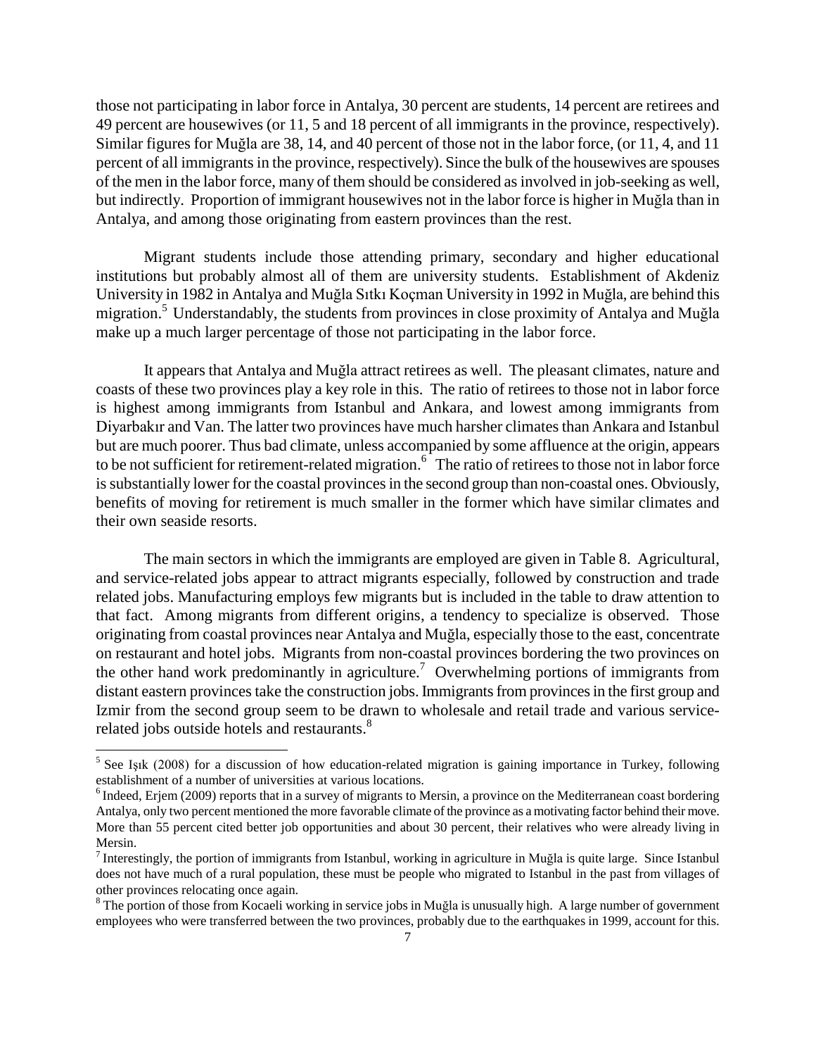those not participating in labor force in Antalya, 30 percent are students, 14 percent are retirees and 49 percent are housewives (or 11, 5 and 18 percent of all immigrants in the province, respectively). Similar figures for Muğla are 38, 14, and 40 percent of those not in the labor force, (or 11, 4, and 11 percent of all immigrants in the province, respectively). Since the bulk of the housewives are spouses of the men in the labor force, many of them should be considered as involved in job-seeking as well, but indirectly. Proportion of immigrant housewives not in the labor force is higher in Muğla than in Antalya, and among those originating from eastern provinces than the rest.

Migrant students include those attending primary, secondary and higher educational institutions but probably almost all of them are university students. Establishment of Akdeniz University in 1982 in Antalya and Muğla Sıtkı Koçman University in 1992 in Muğla, are behind this migration.[5] Understandably, the students from provinces in close proximity of Antalya and Muğla make up a much larger percentage of those not participating in the labor force.

It appears that Antalya and Muğla attract retirees as well. The pleasant climates, nature and coasts of these two provinces play a key role in this. The ratio of retirees to those not in labor force is highest among immigrants from Istanbul and Ankara, and lowest among immigrants from Diyarbakır and Van. The latter two provinces have much harsher climates than Ankara and Istanbul but are much poorer. Thus bad climate, unless accompanied by some affluence at the origin, appears to be not sufficient for retirement-related migration.[6] The ratio of retirees to those not in labor force is substantially lower for the coastal provinces in the second group than non-coastal ones. Obviously, benefits of moving for retirement is much smaller in the former which have similar climates and their own seaside resorts.

The main sectors in which the immigrants are employed are given in Table 8. Agricultural, and service-related jobs appear to attract migrants especially, followed by construction and trade related jobs. Manufacturing employs few migrants but is included in the table to draw attention to that fact. Among migrants from different origins, a tendency to specialize is observed. Those originating from coastal provinces near Antalya and Muğla, especially those to the east, concentrate on restaurant and hotel jobs. Migrants from non-coastal provinces bordering the two provinces on the other hand work predominantly in agriculture.[7] Overwhelming portions of immigrants from distant eastern provinces take the construction jobs. Immigrants from provinces in the first group and Izmir from the second group seem to be drawn to wholesale and retail trade and various service-related jobs outside hotels and restaurants.[8]

---

[5] See Işık (2008) for a discussion of how education-related migration is gaining importance in Turkey, following establishment of a number of universities at various locations.

[6] Indeed, Erjem (2009) reports that in a survey of migrants to Mersin, a province on the Mediterranean coast bordering Antalya, only two percent mentioned the more favorable climate of the province as a motivating factor behind their move. More than 55 percent cited better job opportunities and about 30 percent, their relatives who were already living in Mersin.

[7] Interestingly, the portion of immigrants from Istanbul, working in agriculture in Muğla is quite large. Since Istanbul does not have much of a rural population, these must be people who migrated to Istanbul in the past from villages of other provinces relocating once again.

[8] The portion of those from Kocaeli working in service jobs in Muğla is unusually high. A large number of government employees who were transferred between the two provinces, probably due to the earthquakes in 1999, account for this.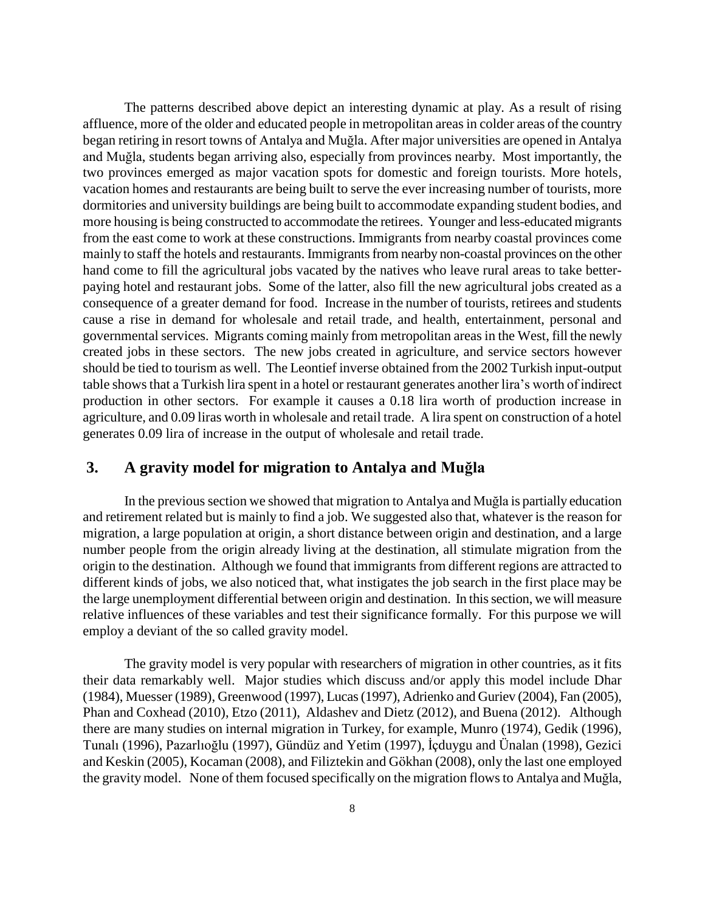The patterns described above depict an interesting dynamic at play. As a result of rising affluence, more of the older and educated people in metropolitan areas in colder areas of the country began retiring in resort towns of Antalya and Muğla. After major universities are opened in Antalya and Muğla, students began arriving also, especially from provinces nearby. Most importantly, the two provinces emerged as major vacation spots for domestic and foreign tourists. More hotels, vacation homes and restaurants are being built to serve the ever increasing number of tourists, more dormitories and university buildings are being built to accommodate expanding student bodies, and more housing is being constructed to accommodate the retirees. Younger and less-educated migrants from the east come to work at these constructions. Immigrants from nearby coastal provinces come mainly to staff the hotels and restaurants. Immigrants from nearby non-coastal provinces on the other hand come to fill the agricultural jobs vacated by the natives who leave rural areas to take better-paying hotel and restaurant jobs. Some of the latter, also fill the new agricultural jobs created as a consequence of a greater demand for food. Increase in the number of tourists, retirees and students cause a rise in demand for wholesale and retail trade, and health, entertainment, personal and governmental services. Migrants coming mainly from metropolitan areas in the West, fill the newly created jobs in these sectors. The new jobs created in agriculture, and service sectors however should be tied to tourism as well. The Leontief inverse obtained from the 2002 Turkish input-output table shows that a Turkish lira spent in a hotel or restaurant generates another lira's worth of indirect production in other sectors. For example it causes a 0.18 lira worth of production increase in agriculture, and 0.09 liras worth in wholesale and retail trade. A lira spent on construction of a hotel generates 0.09 lira of increase in the output of wholesale and retail trade.

## 3. A gravity model for migration to Antalya and Muğla

In the previous section we showed that migration to Antalya and Muğla is partially education and retirement related but is mainly to find a job. We suggested also that, whatever is the reason for migration, a large population at origin, a short distance between origin and destination, and a large number people from the origin already living at the destination, all stimulate migration from the origin to the destination. Although we found that immigrants from different regions are attracted to different kinds of jobs, we also noticed that, what instigates the job search in the first place may be the large unemployment differential between origin and destination. In this section, we will measure relative influences of these variables and test their significance formally. For this purpose we will employ a deviant of the so called gravity model.

The gravity model is very popular with researchers of migration in other countries, as it fits their data remarkably well. Major studies which discuss and/or apply this model include Dhar (1984), Muesser (1989), Greenwood (1997), Lucas (1997), Adrienko and Guriev (2004), Fan (2005), Phan and Coxhead (2010), Etzo (2011), Aldashev and Dietz (2012), and Buena (2012). Although there are many studies on internal migration in Turkey, for example, Munro (1974), Gedik (1996), Tunalı (1996), Pazarlıoğlu (1997), Gündüz and Yetim (1997), İçduygu and Ünalan (1998), Gezici and Keskin (2005), Kocaman (2008), and Filiztekin and Gökhan (2008), only the last one employed the gravity model. None of them focused specifically on the migration flows to Antalya and Muğla,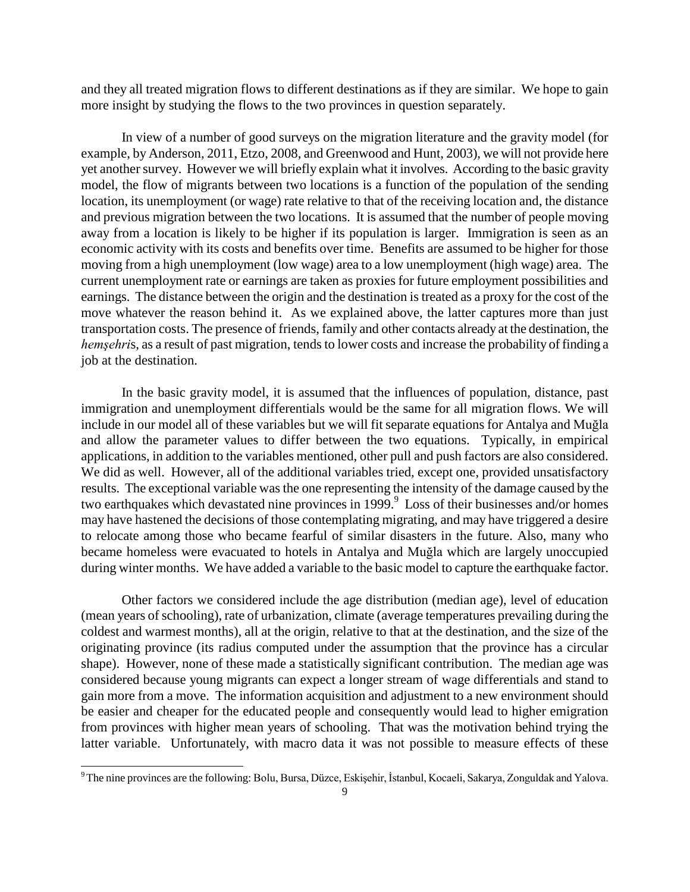and they all treated migration flows to different destinations as if they are similar. We hope to gain more insight by studying the flows to the two provinces in question separately.

In view of a number of good surveys on the migration literature and the gravity model (for example, by Anderson, 2011, Etzo, 2008, and Greenwood and Hunt, 2003), we will not provide here yet another survey. However we will briefly explain what it involves. According to the basic gravity model, the flow of migrants between two locations is a function of the population of the sending location, its unemployment (or wage) rate relative to that of the receiving location and, the distance and previous migration between the two locations. It is assumed that the number of people moving away from a location is likely to be higher if its population is larger. Immigration is seen as an economic activity with its costs and benefits over time. Benefits are assumed to be higher for those moving from a high unemployment (low wage) area to a low unemployment (high wage) area. The current unemployment rate or earnings are taken as proxies for future employment possibilities and earnings. The distance between the origin and the destination is treated as a proxy for the cost of the move whatever the reason behind it. As we explained above, the latter captures more than just transportation costs. The presence of friends, family and other contacts already at the destination, the *hemşehri*s, as a result of past migration, tends to lower costs and increase the probability of finding a job at the destination.

In the basic gravity model, it is assumed that the influences of population, distance, past immigration and unemployment differentials would be the same for all migration flows. We will include in our model all of these variables but we will fit separate equations for Antalya and Muğla and allow the parameter values to differ between the two equations. Typically, in empirical applications, in addition to the variables mentioned, other pull and push factors are also considered. We did as well. However, all of the additional variables tried, except one, provided unsatisfactory results. The exceptional variable was the one representing the intensity of the damage caused by the two earthquakes which devastated nine provinces in 1999.[9] Loss of their businesses and/or homes may have hastened the decisions of those contemplating migrating, and may have triggered a desire to relocate among those who became fearful of similar disasters in the future. Also, many who became homeless were evacuated to hotels in Antalya and Muğla which are largely unoccupied during winter months. We have added a variable to the basic model to capture the earthquake factor.

Other factors we considered include the age distribution (median age), level of education (mean years of schooling), rate of urbanization, climate (average temperatures prevailing during the coldest and warmest months), all at the origin, relative to that at the destination, and the size of the originating province (its radius computed under the assumption that the province has a circular shape). However, none of these made a statistically significant contribution. The median age was considered because young migrants can expect a longer stream of wage differentials and stand to gain more from a move. The information acquisition and adjustment to a new environment should be easier and cheaper for the educated people and consequently would lead to higher emigration from provinces with higher mean years of schooling. That was the motivation behind trying the latter variable. Unfortunately, with macro data it was not possible to measure effects of these

[9] The nine provinces are the following: Bolu, Bursa, Düzce, Eskişehir, İstanbul, Kocaeli, Sakarya, Zonguldak and Yalova.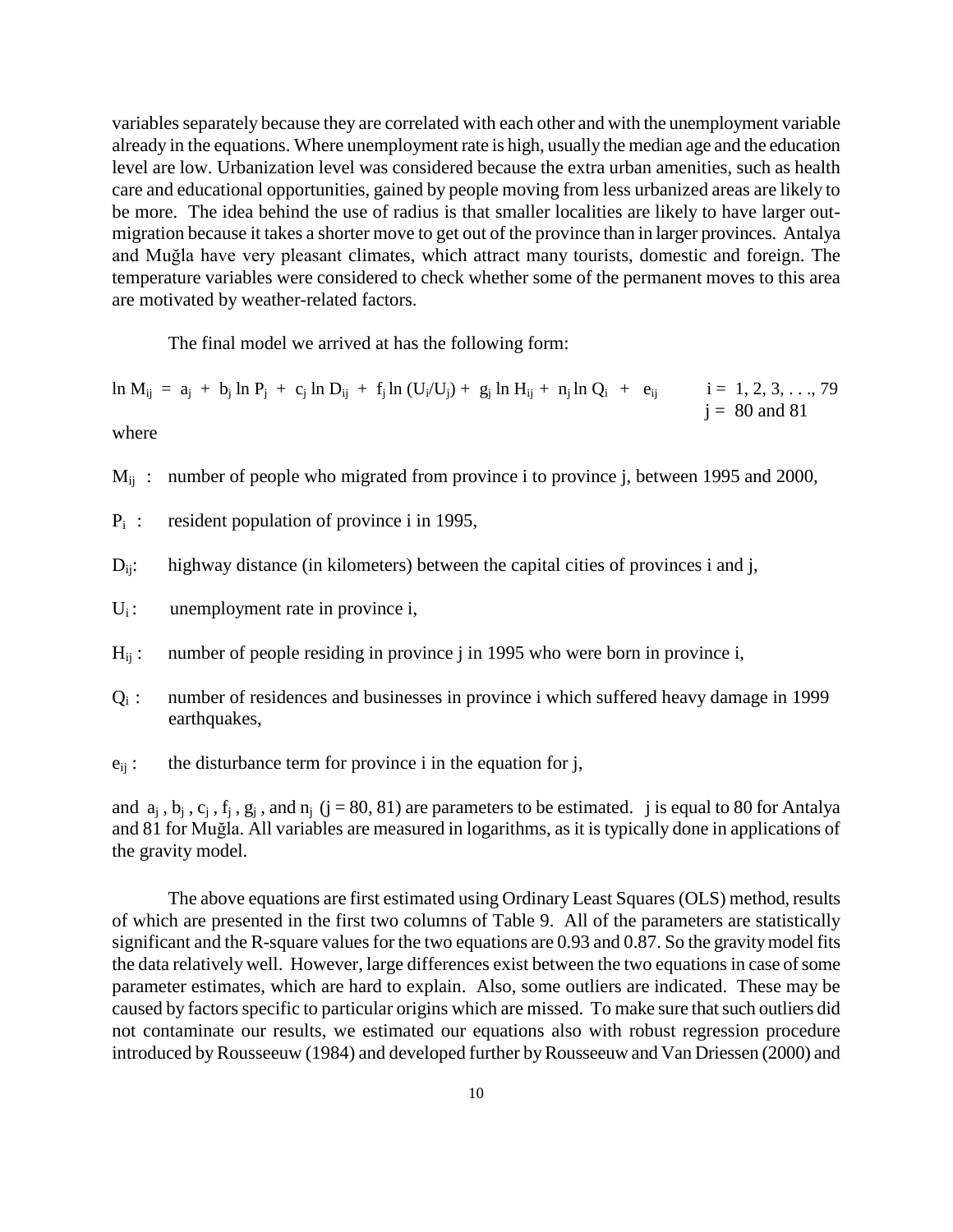variables separately because they are correlated with each other and with the unemployment variable already in the equations. Where unemployment rate is high, usually the median age and the education level are low. Urbanization level was considered because the extra urban amenities, such as health care and educational opportunities, gained by people moving from less urbanized areas are likely to be more. The idea behind the use of radius is that smaller localities are likely to have larger out-migration because it takes a shorter move to get out of the province than in larger provinces. Antalya and Muğla have very pleasant climates, which attract many tourists, domestic and foreign. The temperature variables were considered to check whether some of the permanent moves to this area are motivated by weather-related factors.

The final model we arrived at has the following form:

$$\ln M_{ij} = a_j + b_j \ln P_j + c_j \ln D_{ij} + f_j \ln (U_i/U_j) + g_j \ln H_{ij} + n_j \ln Q_i + e_{ij} \qquad i = 1, 2, 3, \ldots, 79; \quad j = 80 \text{ and } 81$$

where

$M_{ij}$ : number of people who migrated from province i to province j, between 1995 and 2000,

$P_i$ : resident population of province i in 1995,

$D_{ij}$: highway distance (in kilometers) between the capital cities of provinces i and j,

$U_i$ : unemployment rate in province i,

$H_{ij}$ : number of people residing in province j in 1995 who were born in province i,

$Q_i$ : number of residences and businesses in province i which suffered heavy damage in 1999 earthquakes,

$e_{ij}$ : the disturbance term for province i in the equation for j,

and $a_j$ , $b_j$ , $c_j$ , $f_j$ , $g_j$ , and $n_j$ ($j = 80, 81$) are parameters to be estimated. j is equal to 80 for Antalya and 81 for Muğla. All variables are measured in logarithms, as it is typically done in applications of the gravity model.

The above equations are first estimated using Ordinary Least Squares (OLS) method, results of which are presented in the first two columns of Table 9. All of the parameters are statistically significant and the R-square values for the two equations are 0.93 and 0.87. So the gravity model fits the data relatively well. However, large differences exist between the two equations in case of some parameter estimates, which are hard to explain. Also, some outliers are indicated. These may be caused by factors specific to particular origins which are missed. To make sure that such outliers did not contaminate our results, we estimated our equations also with robust regression procedure introduced by Rousseeuw (1984) and developed further by Rousseeuw and Van Driessen (2000) and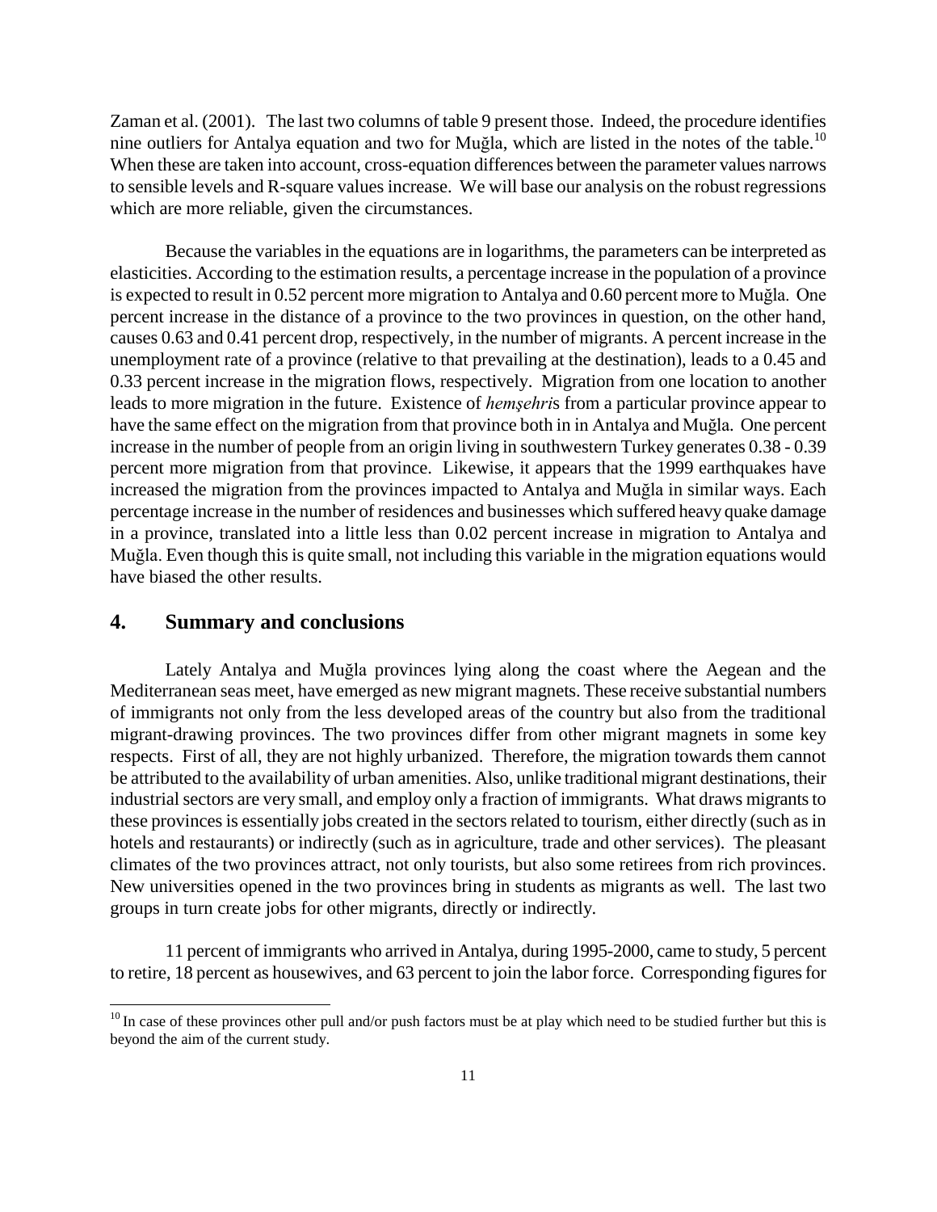Zaman et al. (2001). The last two columns of table 9 present those. Indeed, the procedure identifies nine outliers for Antalya equation and two for Muğla, which are listed in the notes of the table.[10] When these are taken into account, cross-equation differences between the parameter values narrows to sensible levels and R-square values increase. We will base our analysis on the robust regressions which are more reliable, given the circumstances.

Because the variables in the equations are in logarithms, the parameters can be interpreted as elasticities. According to the estimation results, a percentage increase in the population of a province is expected to result in 0.52 percent more migration to Antalya and 0.60 percent more to Muğla. One percent increase in the distance of a province to the two provinces in question, on the other hand, causes 0.63 and 0.41 percent drop, respectively, in the number of migrants. A percent increase in the unemployment rate of a province (relative to that prevailing at the destination), leads to a 0.45 and 0.33 percent increase in the migration flows, respectively. Migration from one location to another leads to more migration in the future. Existence of *hemşehri*s from a particular province appear to have the same effect on the migration from that province both in in Antalya and Muğla. One percent increase in the number of people from an origin living in southwestern Turkey generates 0.38 - 0.39 percent more migration from that province. Likewise, it appears that the 1999 earthquakes have increased the migration from the provinces impacted to Antalya and Muğla in similar ways. Each percentage increase in the number of residences and businesses which suffered heavy quake damage in a province, translated into a little less than 0.02 percent increase in migration to Antalya and Muğla. Even though this is quite small, not including this variable in the migration equations would have biased the other results.

## 4. Summary and conclusions

Lately Antalya and Muğla provinces lying along the coast where the Aegean and the Mediterranean seas meet, have emerged as new migrant magnets. These receive substantial numbers of immigrants not only from the less developed areas of the country but also from the traditional migrant-drawing provinces. The two provinces differ from other migrant magnets in some key respects. First of all, they are not highly urbanized. Therefore, the migration towards them cannot be attributed to the availability of urban amenities. Also, unlike traditional migrant destinations, their industrial sectors are very small, and employ only a fraction of immigrants. What draws migrants to these provinces is essentially jobs created in the sectors related to tourism, either directly (such as in hotels and restaurants) or indirectly (such as in agriculture, trade and other services). The pleasant climates of the two provinces attract, not only tourists, but also some retirees from rich provinces. New universities opened in the two provinces bring in students as migrants as well. The last two groups in turn create jobs for other migrants, directly or indirectly.

11 percent of immigrants who arrived in Antalya, during 1995-2000, came to study, 5 percent to retire, 18 percent as housewives, and 63 percent to join the labor force. Corresponding figures for

[10] In case of these provinces other pull and/or push factors must be at play which need to be studied further but this is beyond the aim of the current study.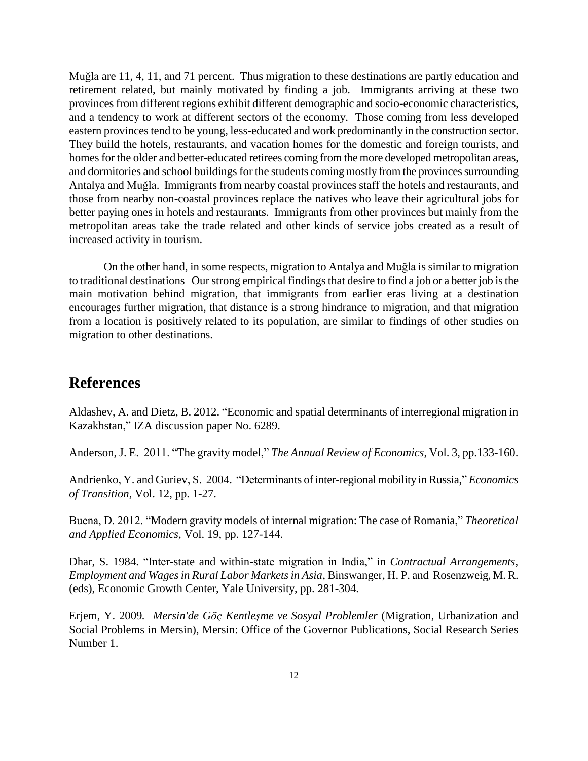Muğla are 11, 4, 11, and 71 percent. Thus migration to these destinations are partly education and retirement related, but mainly motivated by finding a job. Immigrants arriving at these two provinces from different regions exhibit different demographic and socio-economic characteristics, and a tendency to work at different sectors of the economy. Those coming from less developed eastern provinces tend to be young, less-educated and work predominantly in the construction sector. They build the hotels, restaurants, and vacation homes for the domestic and foreign tourists, and homes for the older and better-educated retirees coming from the more developed metropolitan areas, and dormitories and school buildings for the students coming mostly from the provinces surrounding Antalya and Muğla. Immigrants from nearby coastal provinces staff the hotels and restaurants, and those from nearby non-coastal provinces replace the natives who leave their agricultural jobs for better paying ones in hotels and restaurants. Immigrants from other provinces but mainly from the metropolitan areas take the trade related and other kinds of service jobs created as a result of increased activity in tourism.

On the other hand, in some respects, migration to Antalya and Muğla is similar to migration to traditional destinations Our strong empirical findings that desire to find a job or a better job is the main motivation behind migration, that immigrants from earlier eras living at a destination encourages further migration, that distance is a strong hindrance to migration, and that migration from a location is positively related to its population, are similar to findings of other studies on migration to other destinations.

## References

Aldashev, A. and Dietz, B. 2012. "Economic and spatial determinants of interregional migration in Kazakhstan," IZA discussion paper No. 6289.

Anderson, J. E. 2011. "The gravity model," *The Annual Review of Economics*, Vol. 3, pp.133-160.

Andrienko, Y. and Guriev, S. 2004. "Determinants of inter-regional mobility in Russia," *Economics of Transition*, Vol. 12, pp. 1-27.

Buena, D. 2012. "Modern gravity models of internal migration: The case of Romania," *Theoretical and Applied Economics*, Vol. 19, pp. 127-144.

Dhar, S. 1984. "Inter-state and within-state migration in India," in *Contractual Arrangements, Employment and Wages in Rural Labor Markets in Asia*, Binswanger, H. P. and Rosenzweig, M. R. (eds), Economic Growth Center, Yale University, pp. 281-304.

Erjem, Y. 2009. *Mersin'de Göç Kentleşme ve Sosyal Problemler* (Migration, Urbanization and Social Problems in Mersin), Mersin: Office of the Governor Publications, Social Research Series Number 1.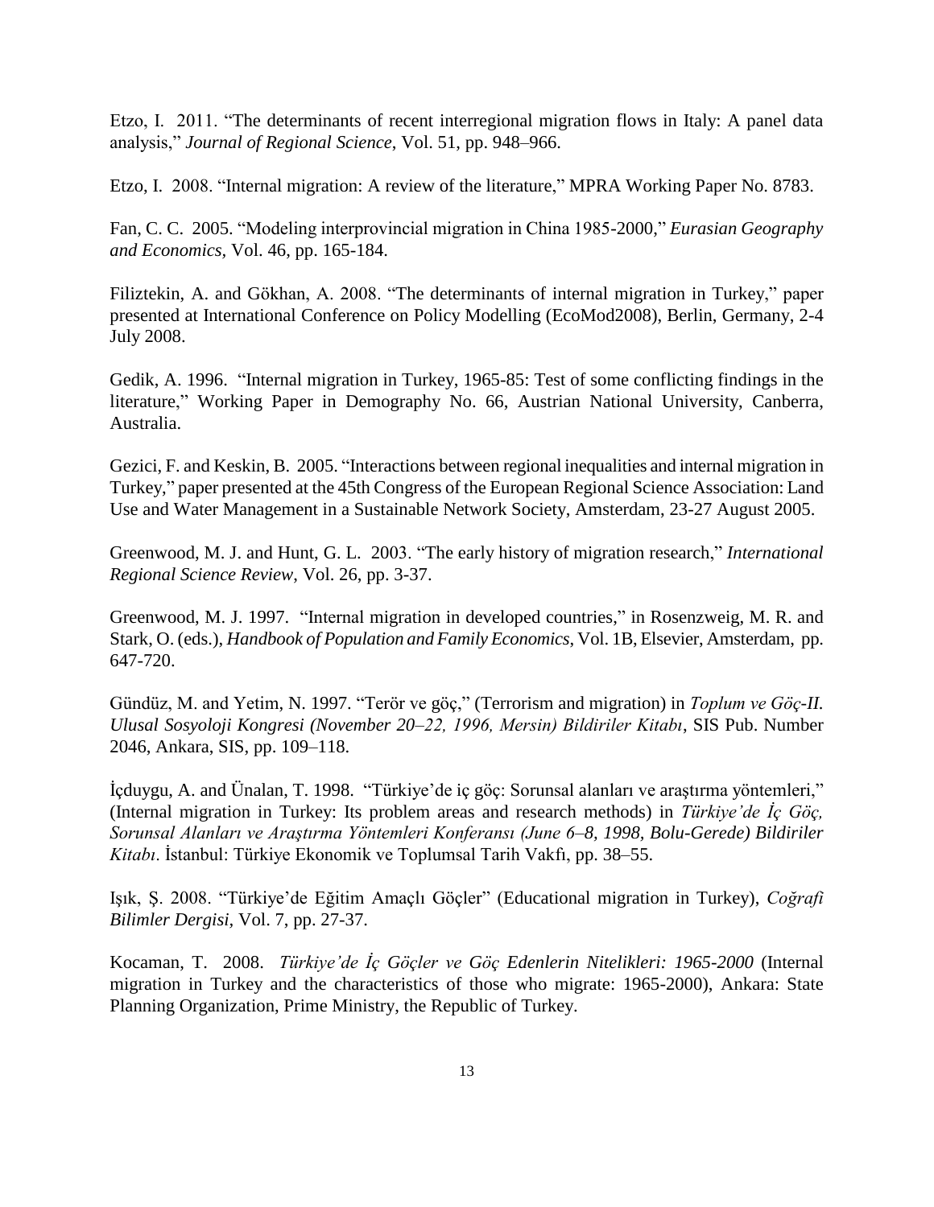Etzo, I. 2011. "The determinants of recent interregional migration flows in Italy: A panel data analysis," *Journal of Regional Science*, Vol. 51, pp. 948–966.

Etzo, I. 2008. "Internal migration: A review of the literature," MPRA Working Paper No. 8783.

Fan, C. C. 2005. "Modeling interprovincial migration in China 1985-2000," *Eurasian Geography and Economics*, Vol. 46, pp. 165-184.

Filiztekin, A. and Gökhan, A. 2008. "The determinants of internal migration in Turkey," paper presented at International Conference on Policy Modelling (EcoMod2008), Berlin, Germany, 2-4 July 2008.

Gedik, A. 1996. "Internal migration in Turkey, 1965-85: Test of some conflicting findings in the literature," Working Paper in Demography No. 66, Austrian National University, Canberra, Australia.

Gezici, F. and Keskin, B. 2005. "Interactions between regional inequalities and internal migration in Turkey," paper presented at the 45th Congress of the European Regional Science Association: Land Use and Water Management in a Sustainable Network Society, Amsterdam, 23-27 August 2005.

Greenwood, M. J. and Hunt, G. L. 2003. "The early history of migration research," *International Regional Science Review*, Vol. 26, pp. 3-37.

Greenwood, M. J. 1997. "Internal migration in developed countries," in Rosenzweig, M. R. and Stark, O. (eds.), *Handbook of Population and Family Economics*, Vol. 1B, Elsevier, Amsterdam, pp. 647-720.

Gündüz, M. and Yetim, N. 1997. "Terör ve göç," (Terrorism and migration) in *Toplum ve Göç-II. Ulusal Sosyoloji Kongresi (November 20–22, 1996, Mersin) Bildiriler Kitabı*, SIS Pub. Number 2046, Ankara, SIS, pp. 109–118.

İçduygu, A. and Ünalan, T. 1998. "Türkiye'de iç göç: Sorunsal alanları ve araştırma yöntemleri," (Internal migration in Turkey: Its problem areas and research methods) in *Türkiye'de İç Göç, Sorunsal Alanları ve Araştırma Yöntemleri Konferansı (June 6–8, 1998, Bolu-Gerede) Bildiriler Kitabı*. İstanbul: Türkiye Ekonomik ve Toplumsal Tarih Vakfı, pp. 38–55.

Işık, Ş. 2008. "Türkiye'de Eğitim Amaçlı Göçler" (Educational migration in Turkey), *Coğrafi Bilimler Dergisi*, Vol. 7, pp. 27-37.

Kocaman, T. 2008. *Türkiye'de İç Göçler ve Göç Edenlerin Nitelikleri: 1965-2000* (Internal migration in Turkey and the characteristics of those who migrate: 1965-2000), Ankara: State Planning Organization, Prime Ministry, the Republic of Turkey.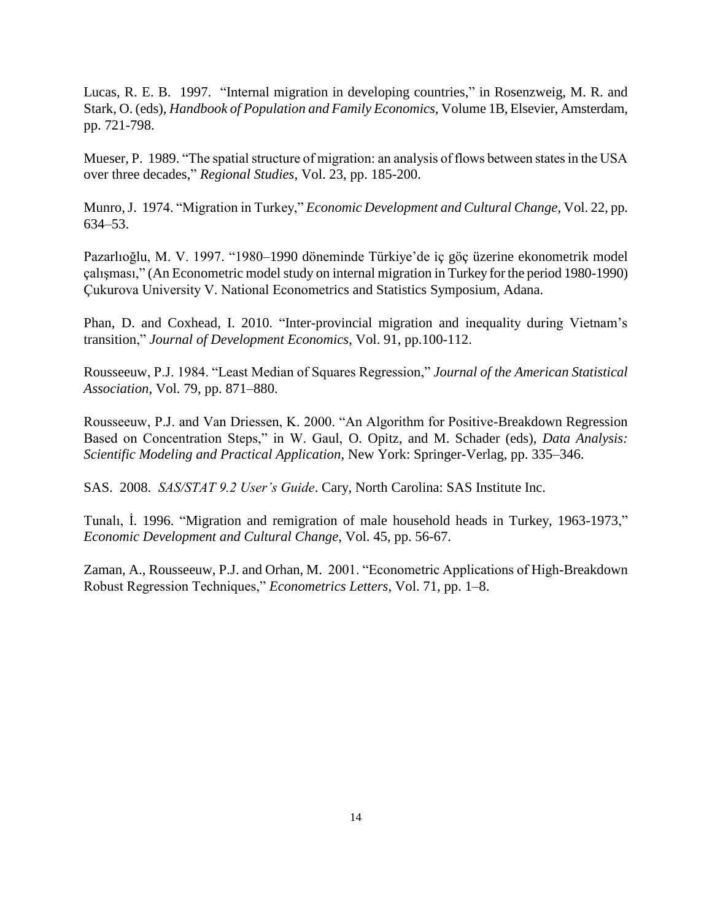Lucas, R. E. B. 1997. "Internal migration in developing countries," in Rosenzweig, M. R. and Stark, O. (eds), *Handbook of Population and Family Economics*, Volume 1B, Elsevier, Amsterdam, pp. 721-798.

Mueser, P. 1989. "The spatial structure of migration: an analysis of flows between states in the USA over three decades," *Regional Studies*, Vol. 23, pp. 185-200.

Munro, J. 1974. "Migration in Turkey," *Economic Development and Cultural Change*, Vol. 22, pp. 634–53.

Pazarlıoğlu, M. V. 1997. "1980–1990 döneminde Türkiye'de iç göç üzerine ekonometrik model çalışması," (An Econometric model study on internal migration in Turkey for the period 1980-1990) Çukurova University V. National Econometrics and Statistics Symposium, Adana.

Phan, D. and Coxhead, I. 2010. "Inter-provincial migration and inequality during Vietnam's transition," *Journal of Development Economics*, Vol. 91, pp.100-112.

Rousseeuw, P.J. 1984. "Least Median of Squares Regression," *Journal of the American Statistical Association*, Vol. 79, pp. 871–880.

Rousseeuw, P.J. and Van Driessen, K. 2000. "An Algorithm for Positive-Breakdown Regression Based on Concentration Steps," in W. Gaul, O. Opitz, and M. Schader (eds), *Data Analysis: Scientific Modeling and Practical Application*, New York: Springer-Verlag, pp. 335–346.

SAS. 2008. *SAS/STAT 9.2 User's Guide*. Cary, North Carolina: SAS Institute Inc.

Tunalı, İ. 1996. "Migration and remigration of male household heads in Turkey, 1963-1973," *Economic Development and Cultural Change*, Vol. 45, pp. 56-67.

Zaman, A., Rousseeuw, P.J. and Orhan, M. 2001. "Econometric Applications of High-Breakdown Robust Regression Techniques," *Econometrics Letters*, Vol. 71, pp. 1–8.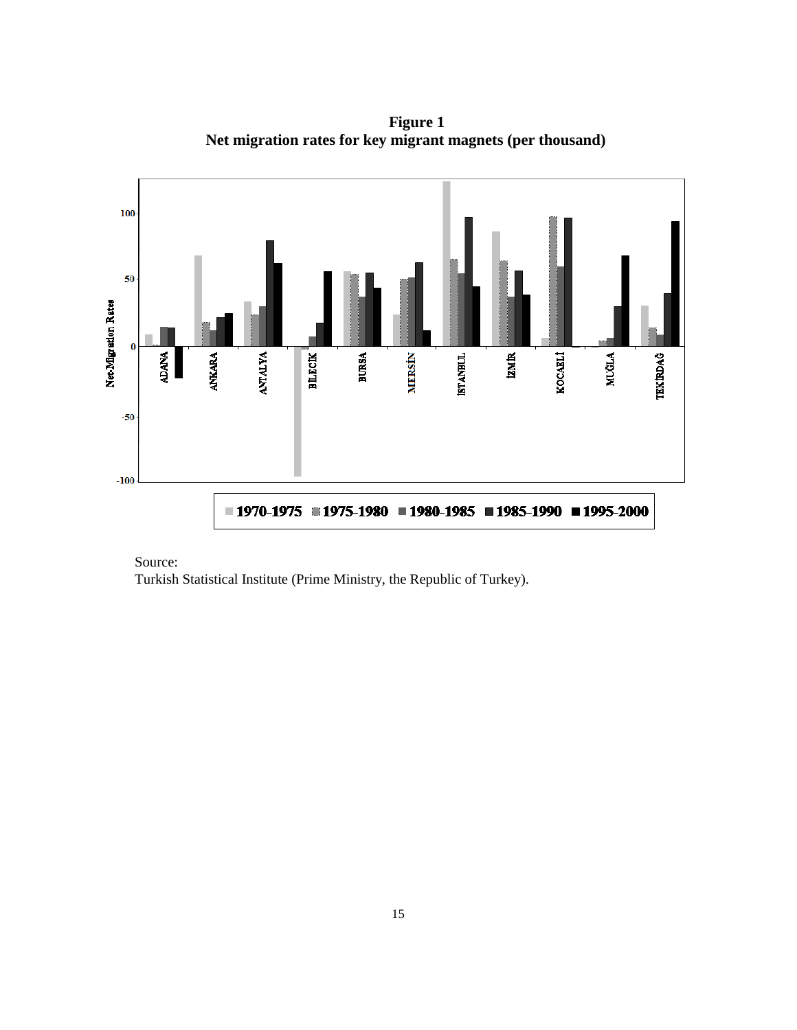**Figure 1**
**Net migration rates for key migrant magnets (per thousand)**

Source:
Turkish Statistical Institute (Prime Ministry, the Republic of Turkey).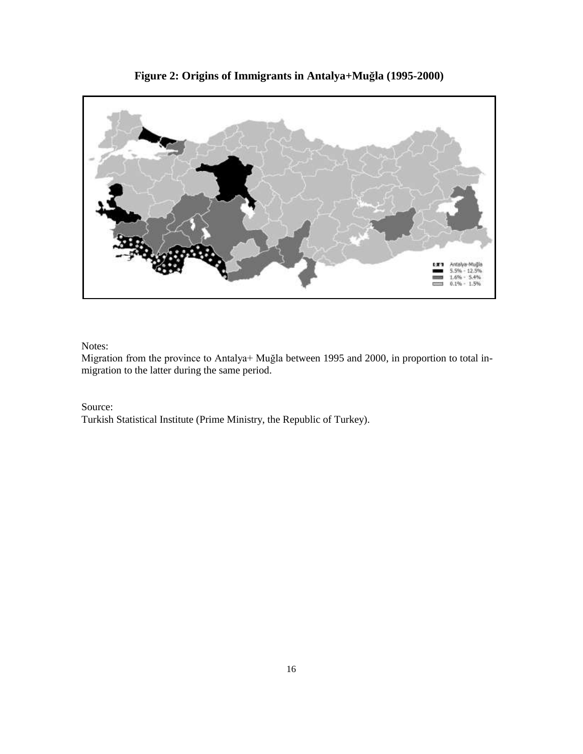**Figure 2: Origins of Immigrants in Antalya+Muğla (1995-2000)**

Notes:
Migration from the province to Antalya+ Muğla between 1995 and 2000, in proportion to total in-migration to the latter during the same period.

Source:
Turkish Statistical Institute (Prime Ministry, the Republic of Turkey).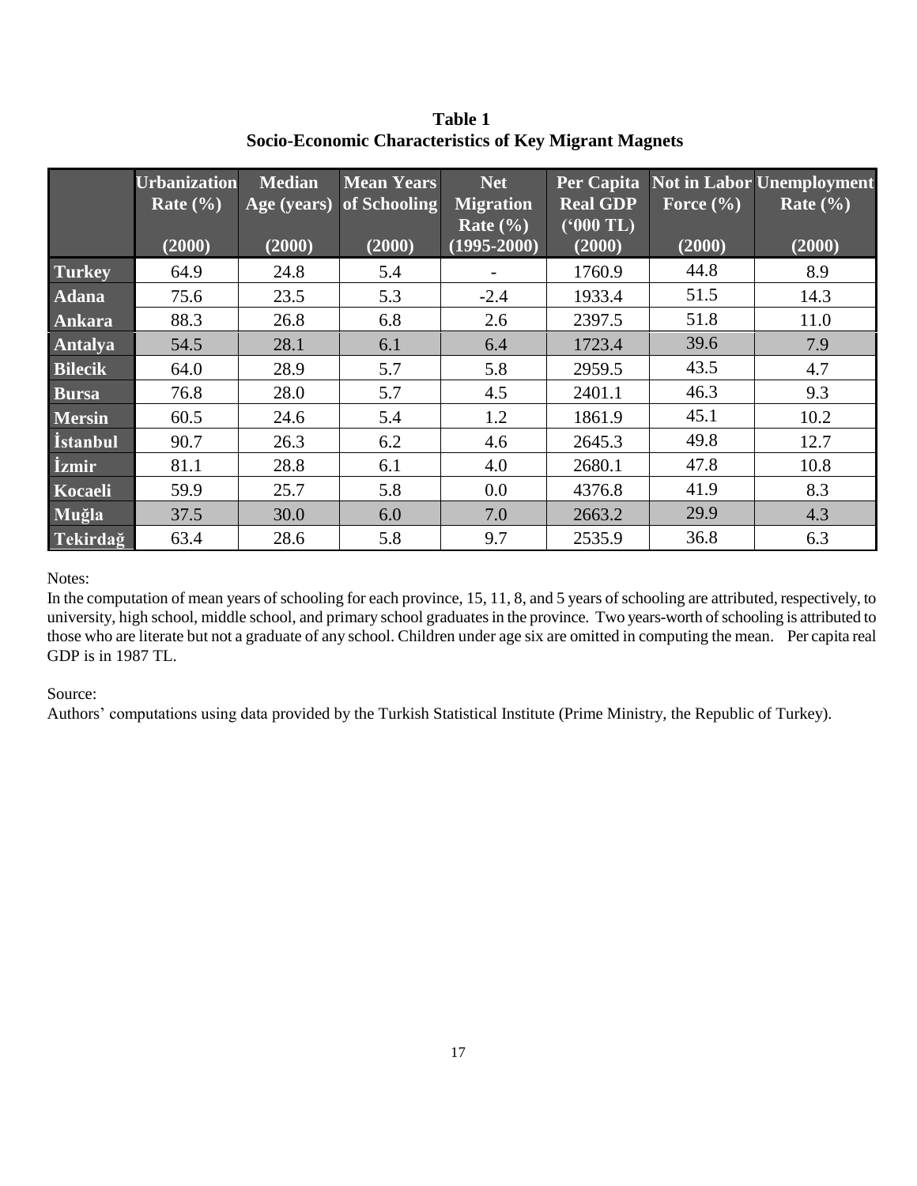**Table 1**
**Socio-Economic Characteristics of Key Migrant Magnets**

| | Urbanization Rate (%) (2000) | Median Age (years) (2000) | Mean Years of Schooling (2000) | Net Migration Rate (%) (1995-2000) | Per Capita Real GDP ('000 TL) (2000) | Not in Labor Force (%) (2000) | Unemployment Rate (%) (2000) |
|---|---|---|---|---|---|---|---|
| **Turkey** | 64.9 | 24.8 | 5.4 | - | 1760.9 | 44.8 | 8.9 |
| **Adana** | 75.6 | 23.5 | 5.3 | -2.4 | 1933.4 | 51.5 | 14.3 |
| **Ankara** | 88.3 | 26.8 | 6.8 | 2.6 | 2397.5 | 51.8 | 11.0 |
| **Antalya** | 54.5 | 28.1 | 6.1 | 6.4 | 1723.4 | 39.6 | 7.9 |
| **Bilecik** | 64.0 | 28.9 | 5.7 | 5.8 | 2959.5 | 43.5 | 4.7 |
| **Bursa** | 76.8 | 28.0 | 5.7 | 4.5 | 2401.1 | 46.3 | 9.3 |
| **Mersin** | 60.5 | 24.6 | 5.4 | 1.2 | 1861.9 | 45.1 | 10.2 |
| **İstanbul** | 90.7 | 26.3 | 6.2 | 4.6 | 2645.3 | 49.8 | 12.7 |
| **İzmir** | 81.1 | 28.8 | 6.1 | 4.0 | 2680.1 | 47.8 | 10.8 |
| **Kocaeli** | 59.9 | 25.7 | 5.8 | 0.0 | 4376.8 | 41.9 | 8.3 |
| **Muğla** | 37.5 | 30.0 | 6.0 | 7.0 | 2663.2 | 29.9 | 4.3 |
| **Tekirdağ** | 63.4 | 28.6 | 5.8 | 9.7 | 2535.9 | 36.8 | 6.3 |

Notes:
In the computation of mean years of schooling for each province, 15, 11, 8, and 5 years of schooling are attributed, respectively, to university, high school, middle school, and primary school graduates in the province. Two years-worth of schooling is attributed to those who are literate but not a graduate of any school. Children under age six are omitted in computing the mean. Per capita real GDP is in 1987 TL.

Source:
Authors' computations using data provided by the Turkish Statistical Institute (Prime Ministry, the Republic of Turkey).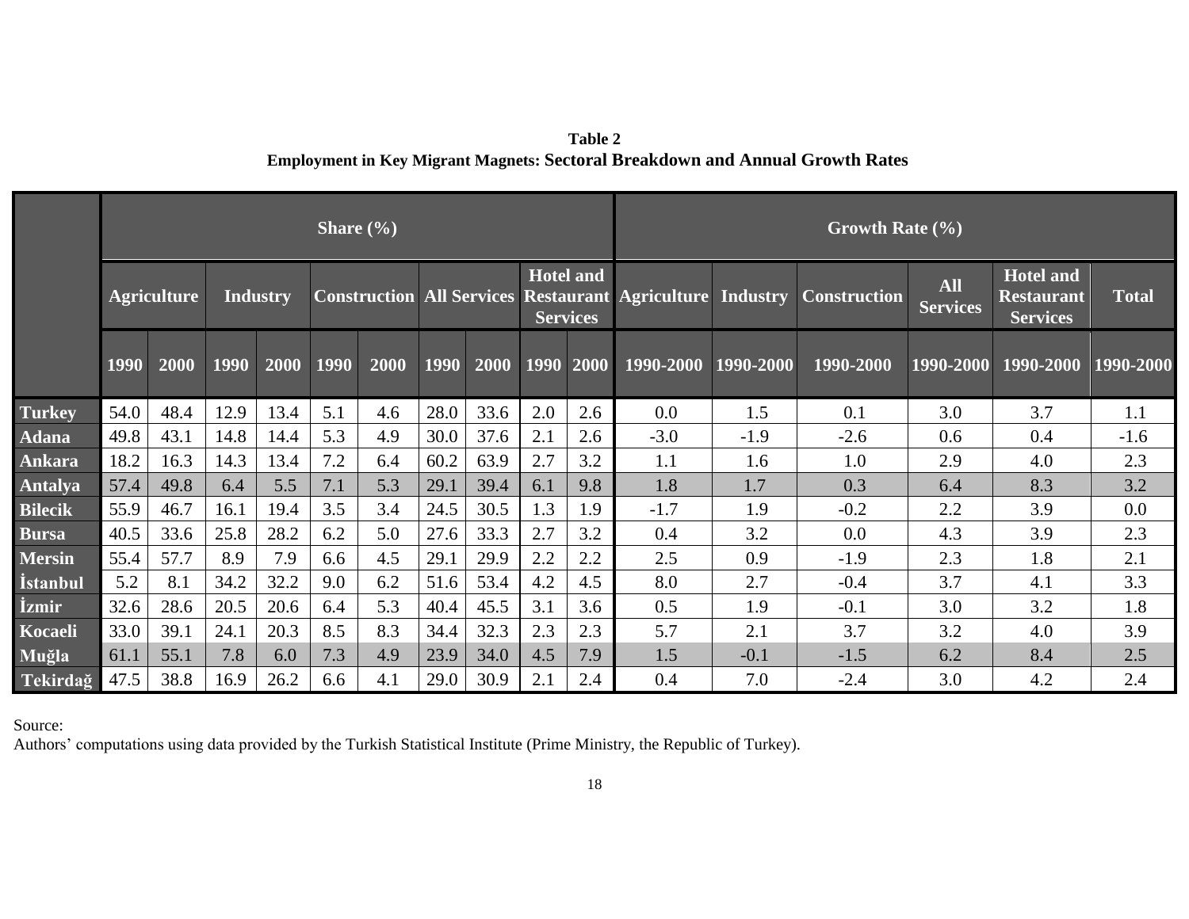**Table 2**
**Employment in Key Migrant Magnets: Sectoral Breakdown and Annual Growth Rates**

| | Share (%) | | | | | | | | | | Growth Rate (%) | | | | | |
|---|---|---|---|---|---|---|---|---|---|---|---|---|---|---|---|---|
| | Agriculture | | Industry | | Construction | | All Services | | Hotel and Restaurant Services | | Agriculture | Industry | Construction | All Services | Hotel and Restaurant Services | Total |
| | 1990 | 2000 | 1990 | 2000 | 1990 | 2000 | 1990 | 2000 | 1990 | 2000 | 1990-2000 | 1990-2000 | 1990-2000 | 1990-2000 | 1990-2000 | 1990-2000 |
| Turkey | 54.0 | 48.4 | 12.9 | 13.4 | 5.1 | 4.6 | 28.0 | 33.6 | 2.0 | 2.6 | 0.0 | 1.5 | 0.1 | 3.0 | 3.7 | 1.1 |
| Adana | 49.8 | 43.1 | 14.8 | 14.4 | 5.3 | 4.9 | 30.0 | 37.6 | 2.1 | 2.6 | -3.0 | -1.9 | -2.6 | 0.6 | 0.4 | -1.6 |
| Ankara | 18.2 | 16.3 | 14.3 | 13.4 | 7.2 | 6.4 | 60.2 | 63.9 | 2.7 | 3.2 | 1.1 | 1.6 | 1.0 | 2.9 | 4.0 | 2.3 |
| Antalya | 57.4 | 49.8 | 6.4 | 5.5 | 7.1 | 5.3 | 29.1 | 39.4 | 6.1 | 9.8 | 1.8 | 1.7 | 0.3 | 6.4 | 8.3 | 3.2 |
| Bilecik | 55.9 | 46.7 | 16.1 | 19.4 | 3.5 | 3.4 | 24.5 | 30.5 | 1.3 | 1.9 | -1.7 | 1.9 | -0.2 | 2.2 | 3.9 | 0.0 |
| Bursa | 40.5 | 33.6 | 25.8 | 28.2 | 6.2 | 5.0 | 27.6 | 33.3 | 2.7 | 3.2 | 0.4 | 3.2 | 0.0 | 4.3 | 3.9 | 2.3 |
| Mersin | 55.4 | 57.7 | 8.9 | 7.9 | 6.6 | 4.5 | 29.1 | 29.9 | 2.2 | 2.2 | 2.5 | 0.9 | -1.9 | 2.3 | 1.8 | 2.1 |
| İstanbul | 5.2 | 8.1 | 34.2 | 32.2 | 9.0 | 6.2 | 51.6 | 53.4 | 4.2 | 4.5 | 8.0 | 2.7 | -0.4 | 3.7 | 4.1 | 3.3 |
| İzmir | 32.6 | 28.6 | 20.5 | 20.6 | 6.4 | 5.3 | 40.4 | 45.5 | 3.1 | 3.6 | 0.5 | 1.9 | -0.1 | 3.0 | 3.2 | 1.8 |
| Kocaeli | 33.0 | 39.1 | 24.1 | 20.3 | 8.5 | 8.3 | 34.4 | 32.3 | 2.3 | 2.3 | 5.7 | 2.1 | 3.7 | 3.2 | 4.0 | 3.9 |
| Muğla | 61.1 | 55.1 | 7.8 | 6.0 | 7.3 | 4.9 | 23.9 | 34.0 | 4.5 | 7.9 | 1.5 | -0.1 | -1.5 | 6.2 | 8.4 | 2.5 |
| Tekirdağ | 47.5 | 38.8 | 16.9 | 26.2 | 6.6 | 4.1 | 29.0 | 30.9 | 2.1 | 2.4 | 0.4 | 7.0 | -2.4 | 3.0 | 4.2 | 2.4 |

Source:
Authors' computations using data provided by the Turkish Statistical Institute (Prime Ministry, the Republic of Turkey).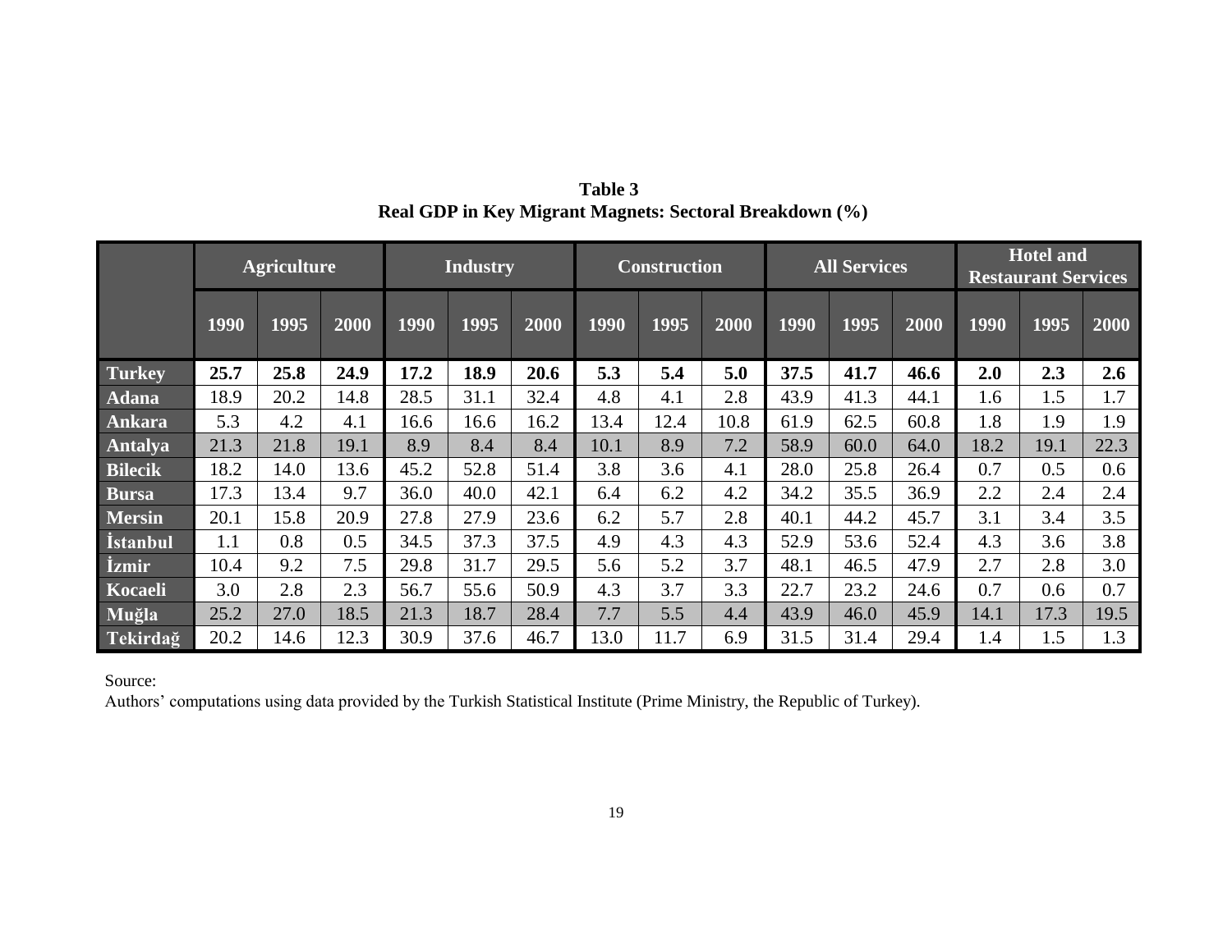**Table 3**
**Real GDP in Key Migrant Magnets: Sectoral Breakdown (%)**

| | Agriculture | | | Industry | | | Construction | | | All Services | | | Hotel and Restaurant Services | | |
|---|---|---|---|---|---|---|---|---|---|---|---|---|---|---|---|
| | 1990 | 1995 | 2000 | 1990 | 1995 | 2000 | 1990 | 1995 | 2000 | 1990 | 1995 | 2000 | 1990 | 1995 | 2000 |
| **Turkey** | **25.7** | **25.8** | **24.9** | **17.2** | **18.9** | **20.6** | **5.3** | **5.4** | **5.0** | **37.5** | **41.7** | **46.6** | **2.0** | **2.3** | **2.6** |
| **Adana** | 18.9 | 20.2 | 14.8 | 28.5 | 31.1 | 32.4 | 4.8 | 4.1 | 2.8 | 43.9 | 41.3 | 44.1 | 1.6 | 1.5 | 1.7 |
| **Ankara** | 5.3 | 4.2 | 4.1 | 16.6 | 16.6 | 16.2 | 13.4 | 12.4 | 10.8 | 61.9 | 62.5 | 60.8 | 1.8 | 1.9 | 1.9 |
| **Antalya** | 21.3 | 21.8 | 19.1 | 8.9 | 8.4 | 8.4 | 10.1 | 8.9 | 7.2 | 58.9 | 60.0 | 64.0 | 18.2 | 19.1 | 22.3 |
| **Bilecik** | 18.2 | 14.0 | 13.6 | 45.2 | 52.8 | 51.4 | 3.8 | 3.6 | 4.1 | 28.0 | 25.8 | 26.4 | 0.7 | 0.5 | 0.6 |
| **Bursa** | 17.3 | 13.4 | 9.7 | 36.0 | 40.0 | 42.1 | 6.4 | 6.2 | 4.2 | 34.2 | 35.5 | 36.9 | 2.2 | 2.4 | 2.4 |
| **Mersin** | 20.1 | 15.8 | 20.9 | 27.8 | 27.9 | 23.6 | 6.2 | 5.7 | 2.8 | 40.1 | 44.2 | 45.7 | 3.1 | 3.4 | 3.5 |
| **İstanbul** | 1.1 | 0.8 | 0.5 | 34.5 | 37.3 | 37.5 | 4.9 | 4.3 | 4.3 | 52.9 | 53.6 | 52.4 | 4.3 | 3.6 | 3.8 |
| **İzmir** | 10.4 | 9.2 | 7.5 | 29.8 | 31.7 | 29.5 | 5.6 | 5.2 | 3.7 | 48.1 | 46.5 | 47.9 | 2.7 | 2.8 | 3.0 |
| **Kocaeli** | 3.0 | 2.8 | 2.3 | 56.7 | 55.6 | 50.9 | 4.3 | 3.7 | 3.3 | 22.7 | 23.2 | 24.6 | 0.7 | 0.6 | 0.7 |
| **Muğla** | 25.2 | 27.0 | 18.5 | 21.3 | 18.7 | 28.4 | 7.7 | 5.5 | 4.4 | 43.9 | 46.0 | 45.9 | 14.1 | 17.3 | 19.5 |
| **Tekirdağ** | 20.2 | 14.6 | 12.3 | 30.9 | 37.6 | 46.7 | 13.0 | 11.7 | 6.9 | 31.5 | 31.4 | 29.4 | 1.4 | 1.5 | 1.3 |

Source:
Authors' computations using data provided by the Turkish Statistical Institute (Prime Ministry, the Republic of Turkey).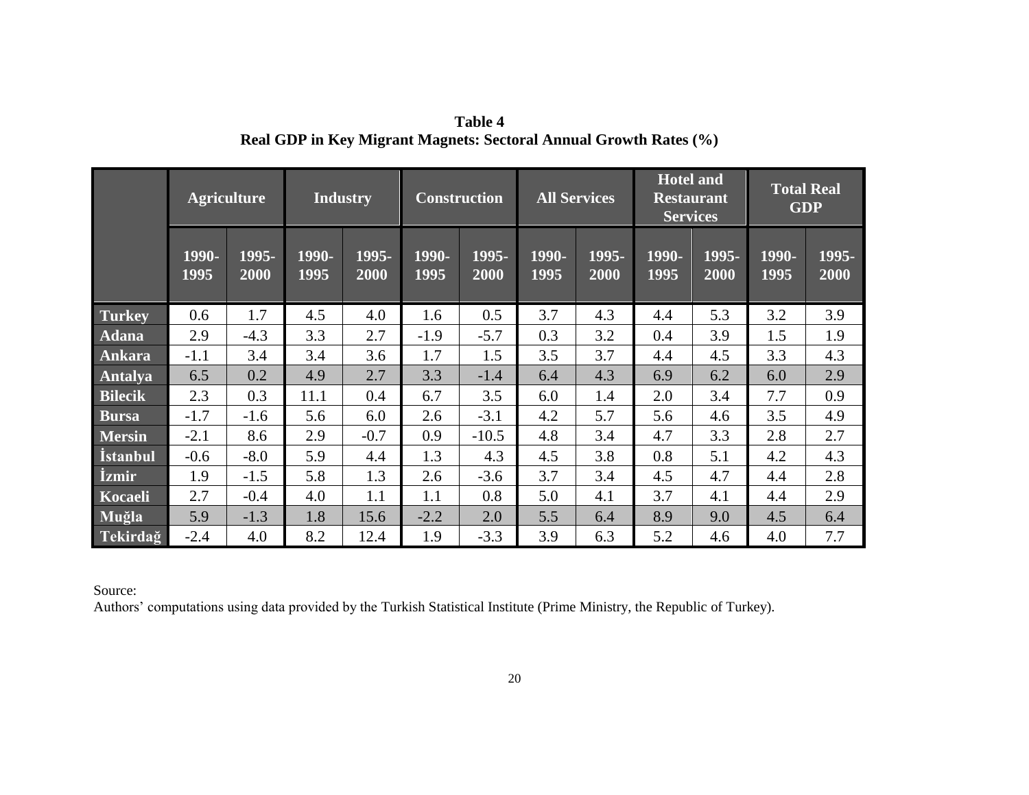**Table 4**
**Real GDP in Key Migrant Magnets: Sectoral Annual Growth Rates (%)**

| | Agriculture | | Industry | | Construction | | All Services | | Hotel and Restaurant Services | | Total Real GDP | |
|---|---|---|---|---|---|---|---|---|---|---|---|---|
| | 1990-1995 | 1995-2000 | 1990-1995 | 1995-2000 | 1990-1995 | 1995-2000 | 1990-1995 | 1995-2000 | 1990-1995 | 1995-2000 | 1990-1995 | 1995-2000 |
| **Turkey** | 0.6 | 1.7 | 4.5 | 4.0 | 1.6 | 0.5 | 3.7 | 4.3 | 4.4 | 5.3 | 3.2 | 3.9 |
| **Adana** | 2.9 | -4.3 | 3.3 | 2.7 | -1.9 | -5.7 | 0.3 | 3.2 | 0.4 | 3.9 | 1.5 | 1.9 |
| **Ankara** | -1.1 | 3.4 | 3.4 | 3.6 | 1.7 | 1.5 | 3.5 | 3.7 | 4.4 | 4.5 | 3.3 | 4.3 |
| **Antalya** | 6.5 | 0.2 | 4.9 | 2.7 | 3.3 | -1.4 | 6.4 | 4.3 | 6.9 | 6.2 | 6.0 | 2.9 |
| **Bilecik** | 2.3 | 0.3 | 11.1 | 0.4 | 6.7 | 3.5 | 6.0 | 1.4 | 2.0 | 3.4 | 7.7 | 0.9 |
| **Bursa** | -1.7 | -1.6 | 5.6 | 6.0 | 2.6 | -3.1 | 4.2 | 5.7 | 5.6 | 4.6 | 3.5 | 4.9 |
| **Mersin** | -2.1 | 8.6 | 2.9 | -0.7 | 0.9 | -10.5 | 4.8 | 3.4 | 4.7 | 3.3 | 2.8 | 2.7 |
| **İstanbul** | -0.6 | -8.0 | 5.9 | 4.4 | 1.3 | 4.3 | 4.5 | 3.8 | 0.8 | 5.1 | 4.2 | 4.3 |
| **İzmir** | 1.9 | -1.5 | 5.8 | 1.3 | 2.6 | -3.6 | 3.7 | 3.4 | 4.5 | 4.7 | 4.4 | 2.8 |
| **Kocaeli** | 2.7 | -0.4 | 4.0 | 1.1 | 1.1 | 0.8 | 5.0 | 4.1 | 3.7 | 4.1 | 4.4 | 2.9 |
| **Muğla** | 5.9 | -1.3 | 1.8 | 15.6 | -2.2 | 2.0 | 5.5 | 6.4 | 8.9 | 9.0 | 4.5 | 6.4 |
| **Tekirdağ** | -2.4 | 4.0 | 8.2 | 12.4 | 1.9 | -3.3 | 3.9 | 6.3 | 5.2 | 4.6 | 4.0 | 7.7 |

Source:
Authors' computations using data provided by the Turkish Statistical Institute (Prime Ministry, the Republic of Turkey).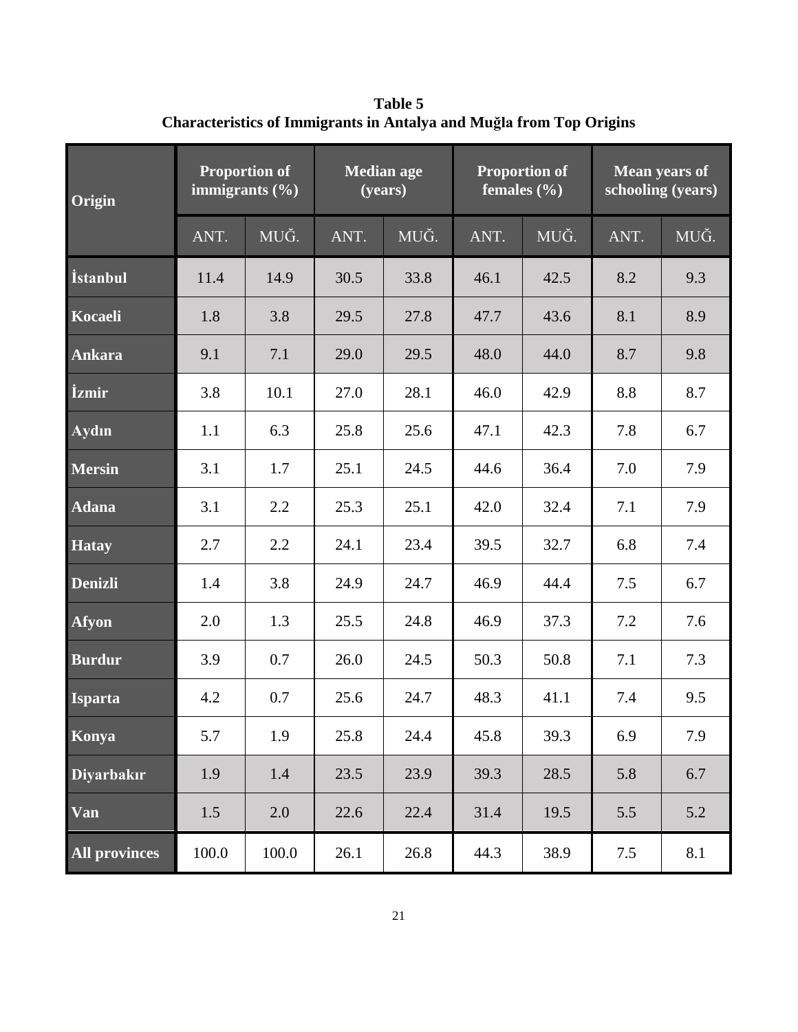**Table 5**
**Characteristics of Immigrants in Antalya and Muğla from Top Origins**

| Origin | Proportion of immigrants (%) | | Median age (years) | | Proportion of females (%) | | Mean years of schooling (years) | |
|---|---|---|---|---|---|---|---|---|
| | ANT. | MUĞ. | ANT. | MUĞ. | ANT. | MUĞ. | ANT. | MUĞ. |
| **İstanbul** | 11.4 | 14.9 | 30.5 | 33.8 | 46.1 | 42.5 | 8.2 | 9.3 |
| **Kocaeli** | 1.8 | 3.8 | 29.5 | 27.8 | 47.7 | 43.6 | 8.1 | 8.9 |
| **Ankara** | 9.1 | 7.1 | 29.0 | 29.5 | 48.0 | 44.0 | 8.7 | 9.8 |
| **İzmir** | 3.8 | 10.1 | 27.0 | 28.1 | 46.0 | 42.9 | 8.8 | 8.7 |
| **Aydın** | 1.1 | 6.3 | 25.8 | 25.6 | 47.1 | 42.3 | 7.8 | 6.7 |
| **Mersin** | 3.1 | 1.7 | 25.1 | 24.5 | 44.6 | 36.4 | 7.0 | 7.9 |
| **Adana** | 3.1 | 2.2 | 25.3 | 25.1 | 42.0 | 32.4 | 7.1 | 7.9 |
| **Hatay** | 2.7 | 2.2 | 24.1 | 23.4 | 39.5 | 32.7 | 6.8 | 7.4 |
| **Denizli** | 1.4 | 3.8 | 24.9 | 24.7 | 46.9 | 44.4 | 7.5 | 6.7 |
| **Afyon** | 2.0 | 1.3 | 25.5 | 24.8 | 46.9 | 37.3 | 7.2 | 7.6 |
| **Burdur** | 3.9 | 0.7 | 26.0 | 24.5 | 50.3 | 50.8 | 7.1 | 7.3 |
| **Isparta** | 4.2 | 0.7 | 25.6 | 24.7 | 48.3 | 41.1 | 7.4 | 9.5 |
| **Konya** | 5.7 | 1.9 | 25.8 | 24.4 | 45.8 | 39.3 | 6.9 | 7.9 |
| **Diyarbakır** | 1.9 | 1.4 | 23.5 | 23.9 | 39.3 | 28.5 | 5.8 | 6.7 |
| **Van** | 1.5 | 2.0 | 22.6 | 22.4 | 31.4 | 19.5 | 5.5 | 5.2 |
| **All provinces** | 100.0 | 100.0 | 26.1 | 26.8 | 44.3 | 38.9 | 7.5 | 8.1 |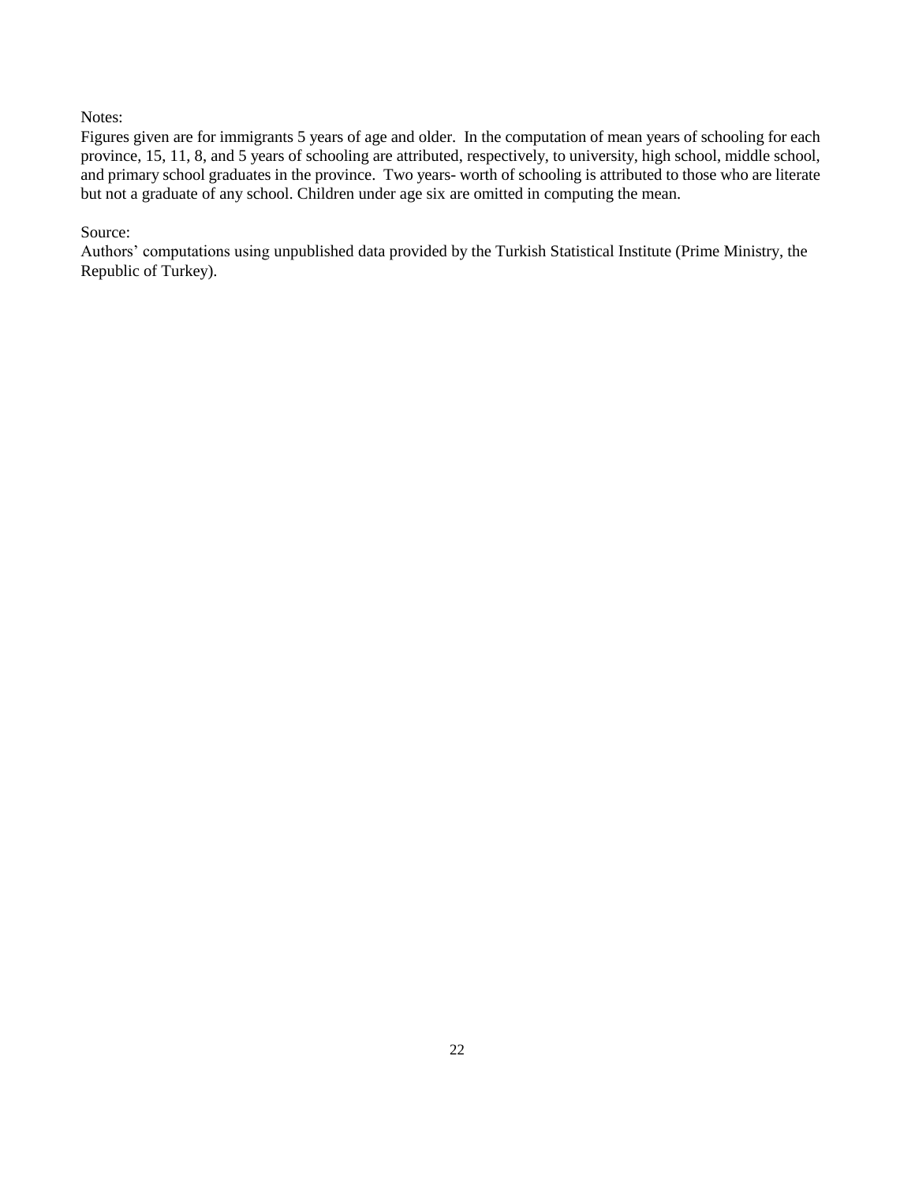Notes:

Figures given are for immigrants 5 years of age and older. In the computation of mean years of schooling for each province, 15, 11, 8, and 5 years of schooling are attributed, respectively, to university, high school, middle school, and primary school graduates in the province. Two years- worth of schooling is attributed to those who are literate but not a graduate of any school. Children under age six are omitted in computing the mean.

Source:

Authors' computations using unpublished data provided by the Turkish Statistical Institute (Prime Ministry, the Republic of Turkey).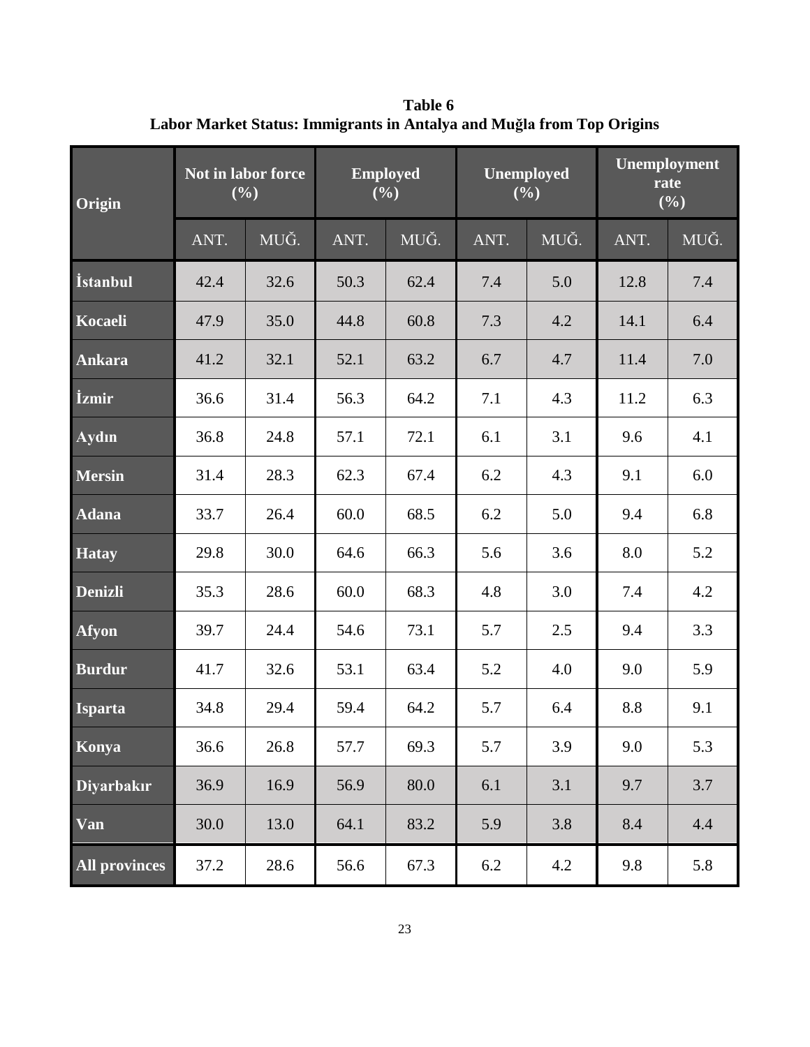**Table 6**
**Labor Market Status: Immigrants in Antalya and Muğla from Top Origins**

| Origin | Not in labor force (%) | | Employed (%) | | Unemployed (%) | | Unemployment rate (%) | |
|---|---|---|---|---|---|---|---|---|
| | ANT. | MUĞ. | ANT. | MUĞ. | ANT. | MUĞ. | ANT. | MUĞ. |
| **İstanbul** | 42.4 | 32.6 | 50.3 | 62.4 | 7.4 | 5.0 | 12.8 | 7.4 |
| **Kocaeli** | 47.9 | 35.0 | 44.8 | 60.8 | 7.3 | 4.2 | 14.1 | 6.4 |
| **Ankara** | 41.2 | 32.1 | 52.1 | 63.2 | 6.7 | 4.7 | 11.4 | 7.0 |
| **İzmir** | 36.6 | 31.4 | 56.3 | 64.2 | 7.1 | 4.3 | 11.2 | 6.3 |
| **Aydın** | 36.8 | 24.8 | 57.1 | 72.1 | 6.1 | 3.1 | 9.6 | 4.1 |
| **Mersin** | 31.4 | 28.3 | 62.3 | 67.4 | 6.2 | 4.3 | 9.1 | 6.0 |
| **Adana** | 33.7 | 26.4 | 60.0 | 68.5 | 6.2 | 5.0 | 9.4 | 6.8 |
| **Hatay** | 29.8 | 30.0 | 64.6 | 66.3 | 5.6 | 3.6 | 8.0 | 5.2 |
| **Denizli** | 35.3 | 28.6 | 60.0 | 68.3 | 4.8 | 3.0 | 7.4 | 4.2 |
| **Afyon** | 39.7 | 24.4 | 54.6 | 73.1 | 5.7 | 2.5 | 9.4 | 3.3 |
| **Burdur** | 41.7 | 32.6 | 53.1 | 63.4 | 5.2 | 4.0 | 9.0 | 5.9 |
| **Isparta** | 34.8 | 29.4 | 59.4 | 64.2 | 5.7 | 6.4 | 8.8 | 9.1 |
| **Konya** | 36.6 | 26.8 | 57.7 | 69.3 | 5.7 | 3.9 | 9.0 | 5.3 |
| **Diyarbakır** | 36.9 | 16.9 | 56.9 | 80.0 | 6.1 | 3.1 | 9.7 | 3.7 |
| **Van** | 30.0 | 13.0 | 64.1 | 83.2 | 5.9 | 3.8 | 8.4 | 4.4 |
| **All provinces** | 37.2 | 28.6 | 56.6 | 67.3 | 6.2 | 4.2 | 9.8 | 5.8 |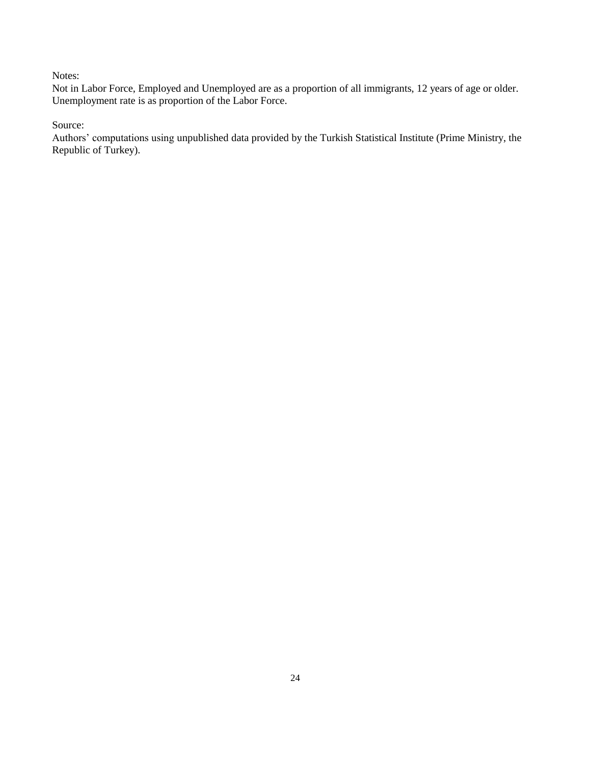Notes:

Not in Labor Force, Employed and Unemployed are as a proportion of all immigrants, 12 years of age or older. Unemployment rate is as proportion of the Labor Force.

Source:

Authors' computations using unpublished data provided by the Turkish Statistical Institute (Prime Ministry, the Republic of Turkey).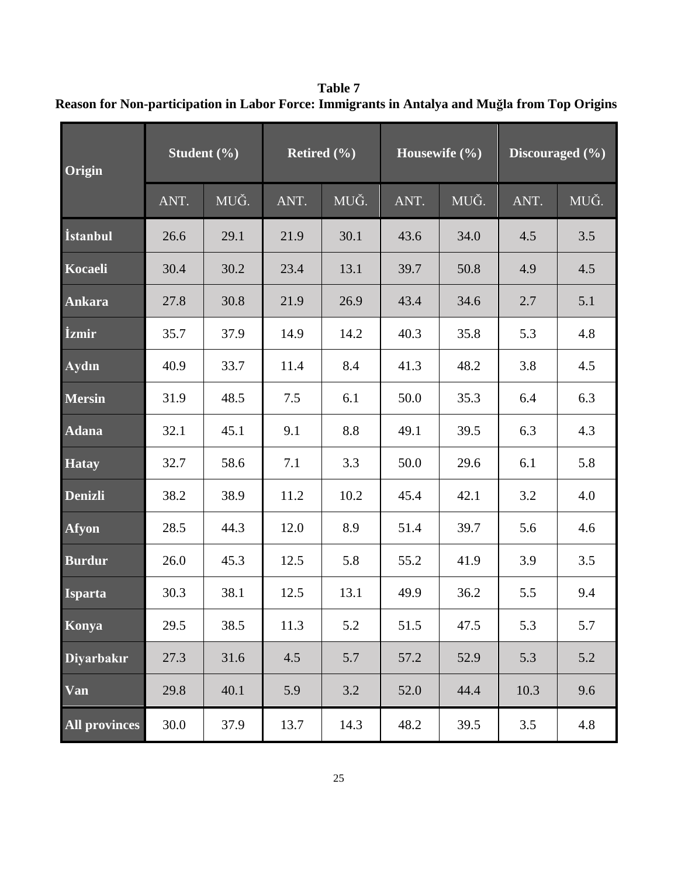**Table 7**
**Reason for Non-participation in Labor Force: Immigrants in Antalya and Muğla from Top Origins**

| Origin | Student (%) | | Retired (%) | | Housewife (%) | | Discouraged (%) | |
|---|---|---|---|---|---|---|---|---|
| | ANT. | MUĞ. | ANT. | MUĞ. | ANT. | MUĞ. | ANT. | MUĞ. |
| İstanbul | 26.6 | 29.1 | 21.9 | 30.1 | 43.6 | 34.0 | 4.5 | 3.5 |
| Kocaeli | 30.4 | 30.2 | 23.4 | 13.1 | 39.7 | 50.8 | 4.9 | 4.5 |
| Ankara | 27.8 | 30.8 | 21.9 | 26.9 | 43.4 | 34.6 | 2.7 | 5.1 |
| İzmir | 35.7 | 37.9 | 14.9 | 14.2 | 40.3 | 35.8 | 5.3 | 4.8 |
| Aydın | 40.9 | 33.7 | 11.4 | 8.4 | 41.3 | 48.2 | 3.8 | 4.5 |
| Mersin | 31.9 | 48.5 | 7.5 | 6.1 | 50.0 | 35.3 | 6.4 | 6.3 |
| Adana | 32.1 | 45.1 | 9.1 | 8.8 | 49.1 | 39.5 | 6.3 | 4.3 |
| Hatay | 32.7 | 58.6 | 7.1 | 3.3 | 50.0 | 29.6 | 6.1 | 5.8 |
| Denizli | 38.2 | 38.9 | 11.2 | 10.2 | 45.4 | 42.1 | 3.2 | 4.0 |
| Afyon | 28.5 | 44.3 | 12.0 | 8.9 | 51.4 | 39.7 | 5.6 | 4.6 |
| Burdur | 26.0 | 45.3 | 12.5 | 5.8 | 55.2 | 41.9 | 3.9 | 3.5 |
| Isparta | 30.3 | 38.1 | 12.5 | 13.1 | 49.9 | 36.2 | 5.5 | 9.4 |
| Konya | 29.5 | 38.5 | 11.3 | 5.2 | 51.5 | 47.5 | 5.3 | 5.7 |
| Diyarbakır | 27.3 | 31.6 | 4.5 | 5.7 | 57.2 | 52.9 | 5.3 | 5.2 |
| Van | 29.8 | 40.1 | 5.9 | 3.2 | 52.0 | 44.4 | 10.3 | 9.6 |
| All provinces | 30.0 | 37.9 | 13.7 | 14.3 | 48.2 | 39.5 | 3.5 | 4.8 |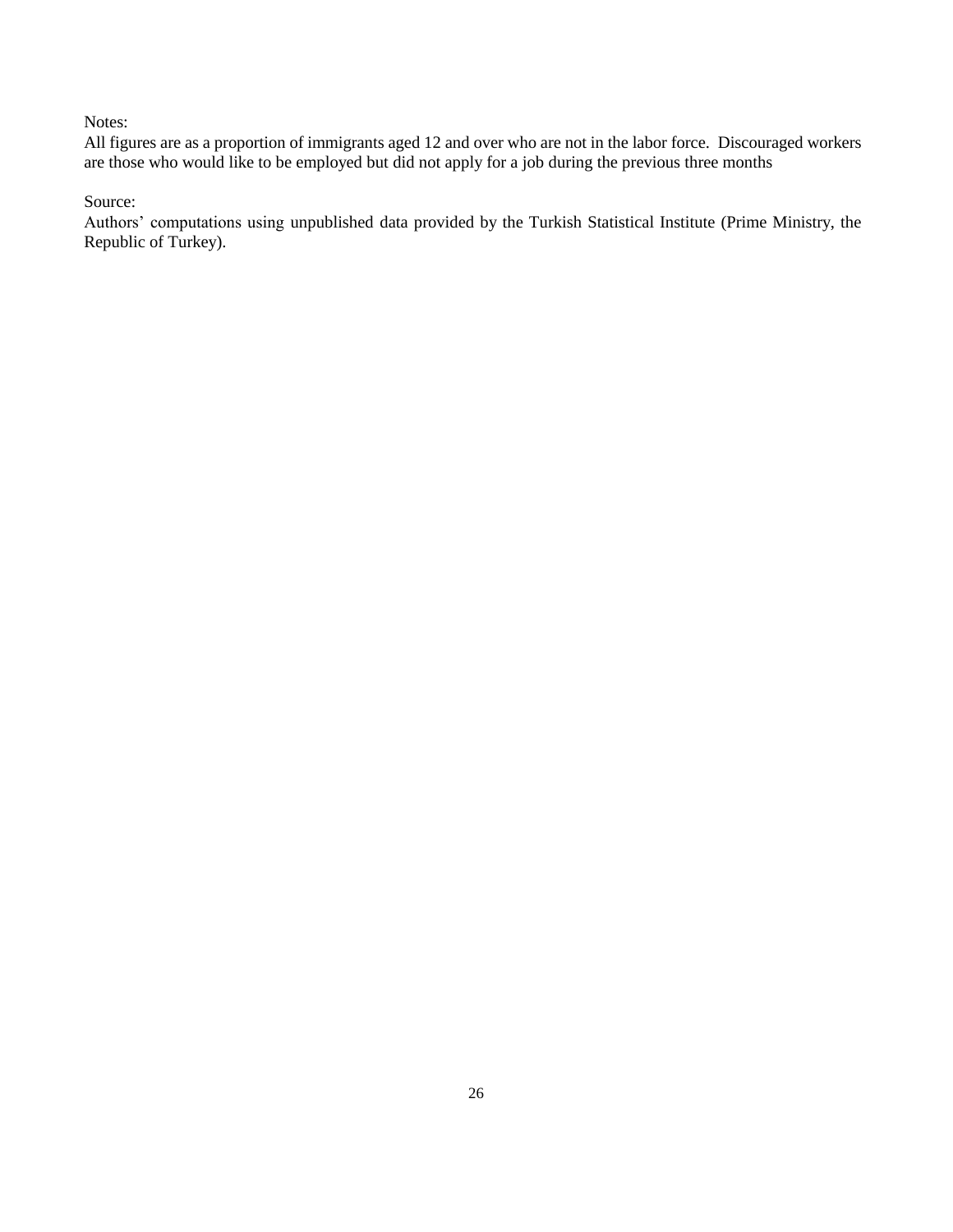Notes:

All figures are as a proportion of immigrants aged 12 and over who are not in the labor force. Discouraged workers are those who would like to be employed but did not apply for a job during the previous three months

Source:

Authors' computations using unpublished data provided by the Turkish Statistical Institute (Prime Ministry, the Republic of Turkey).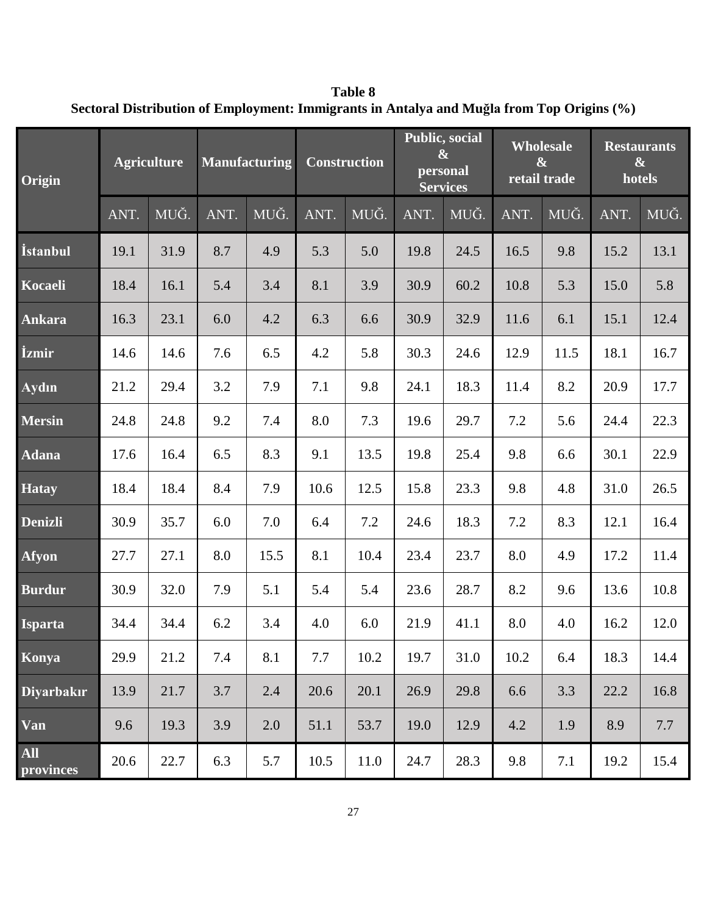**Table 8**
**Sectoral Distribution of Employment: Immigrants in Antalya and Muğla from Top Origins (%)**

| Origin | Agriculture | | Manufacturing | | Construction | | Public, social & personal Services | | Wholesale & retail trade | | Restaurants & hotels | |
|---|---|---|---|---|---|---|---|---|---|---|---|---|
| | ANT. | MUĞ. | ANT. | MUĞ. | ANT. | MUĞ. | ANT. | MUĞ. | ANT. | MUĞ. | ANT. | MUĞ. |
| **İstanbul** | 19.1 | 31.9 | 8.7 | 4.9 | 5.3 | 5.0 | 19.8 | 24.5 | 16.5 | 9.8 | 15.2 | 13.1 |
| **Kocaeli** | 18.4 | 16.1 | 5.4 | 3.4 | 8.1 | 3.9 | 30.9 | 60.2 | 10.8 | 5.3 | 15.0 | 5.8 |
| **Ankara** | 16.3 | 23.1 | 6.0 | 4.2 | 6.3 | 6.6 | 30.9 | 32.9 | 11.6 | 6.1 | 15.1 | 12.4 |
| **İzmir** | 14.6 | 14.6 | 7.6 | 6.5 | 4.2 | 5.8 | 30.3 | 24.6 | 12.9 | 11.5 | 18.1 | 16.7 |
| **Aydın** | 21.2 | 29.4 | 3.2 | 7.9 | 7.1 | 9.8 | 24.1 | 18.3 | 11.4 | 8.2 | 20.9 | 17.7 |
| **Mersin** | 24.8 | 24.8 | 9.2 | 7.4 | 8.0 | 7.3 | 19.6 | 29.7 | 7.2 | 5.6 | 24.4 | 22.3 |
| **Adana** | 17.6 | 16.4 | 6.5 | 8.3 | 9.1 | 13.5 | 19.8 | 25.4 | 9.8 | 6.6 | 30.1 | 22.9 |
| **Hatay** | 18.4 | 18.4 | 8.4 | 7.9 | 10.6 | 12.5 | 15.8 | 23.3 | 9.8 | 4.8 | 31.0 | 26.5 |
| **Denizli** | 30.9 | 35.7 | 6.0 | 7.0 | 6.4 | 7.2 | 24.6 | 18.3 | 7.2 | 8.3 | 12.1 | 16.4 |
| **Afyon** | 27.7 | 27.1 | 8.0 | 15.5 | 8.1 | 10.4 | 23.4 | 23.7 | 8.0 | 4.9 | 17.2 | 11.4 |
| **Burdur** | 30.9 | 32.0 | 7.9 | 5.1 | 5.4 | 5.4 | 23.6 | 28.7 | 8.2 | 9.6 | 13.6 | 10.8 |
| **Isparta** | 34.4 | 34.4 | 6.2 | 3.4 | 4.0 | 6.0 | 21.9 | 41.1 | 8.0 | 4.0 | 16.2 | 12.0 |
| **Konya** | 29.9 | 21.2 | 7.4 | 8.1 | 7.7 | 10.2 | 19.7 | 31.0 | 10.2 | 6.4 | 18.3 | 14.4 |
| **Diyarbakır** | 13.9 | 21.7 | 3.7 | 2.4 | 20.6 | 20.1 | 26.9 | 29.8 | 6.6 | 3.3 | 22.2 | 16.8 |
| **Van** | 9.6 | 19.3 | 3.9 | 2.0 | 51.1 | 53.7 | 19.0 | 12.9 | 4.2 | 1.9 | 8.9 | 7.7 |
| **All provinces** | 20.6 | 22.7 | 6.3 | 5.7 | 10.5 | 11.0 | 24.7 | 28.3 | 9.8 | 7.1 | 19.2 | 15.4 |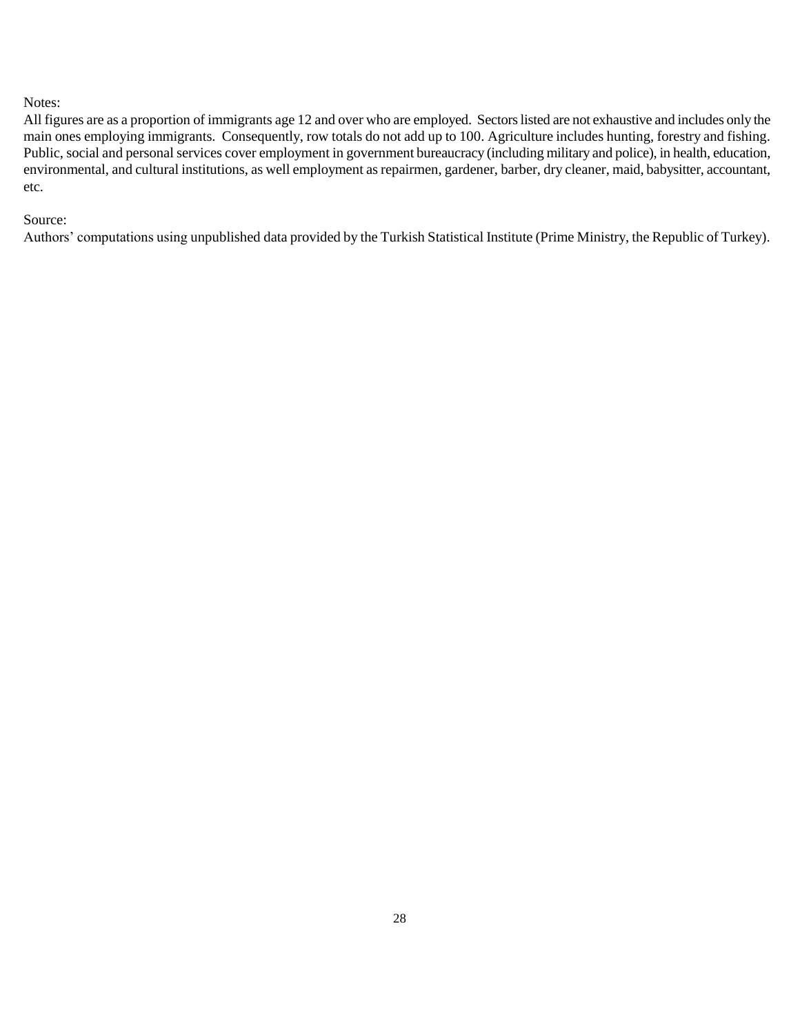Notes:

All figures are as a proportion of immigrants age 12 and over who are employed. Sectors listed are not exhaustive and includes only the main ones employing immigrants. Consequently, row totals do not add up to 100. Agriculture includes hunting, forestry and fishing. Public, social and personal services cover employment in government bureaucracy (including military and police), in health, education, environmental, and cultural institutions, as well employment as repairmen, gardener, barber, dry cleaner, maid, babysitter, accountant, etc.

Source:

Authors' computations using unpublished data provided by the Turkish Statistical Institute (Prime Ministry, the Republic of Turkey).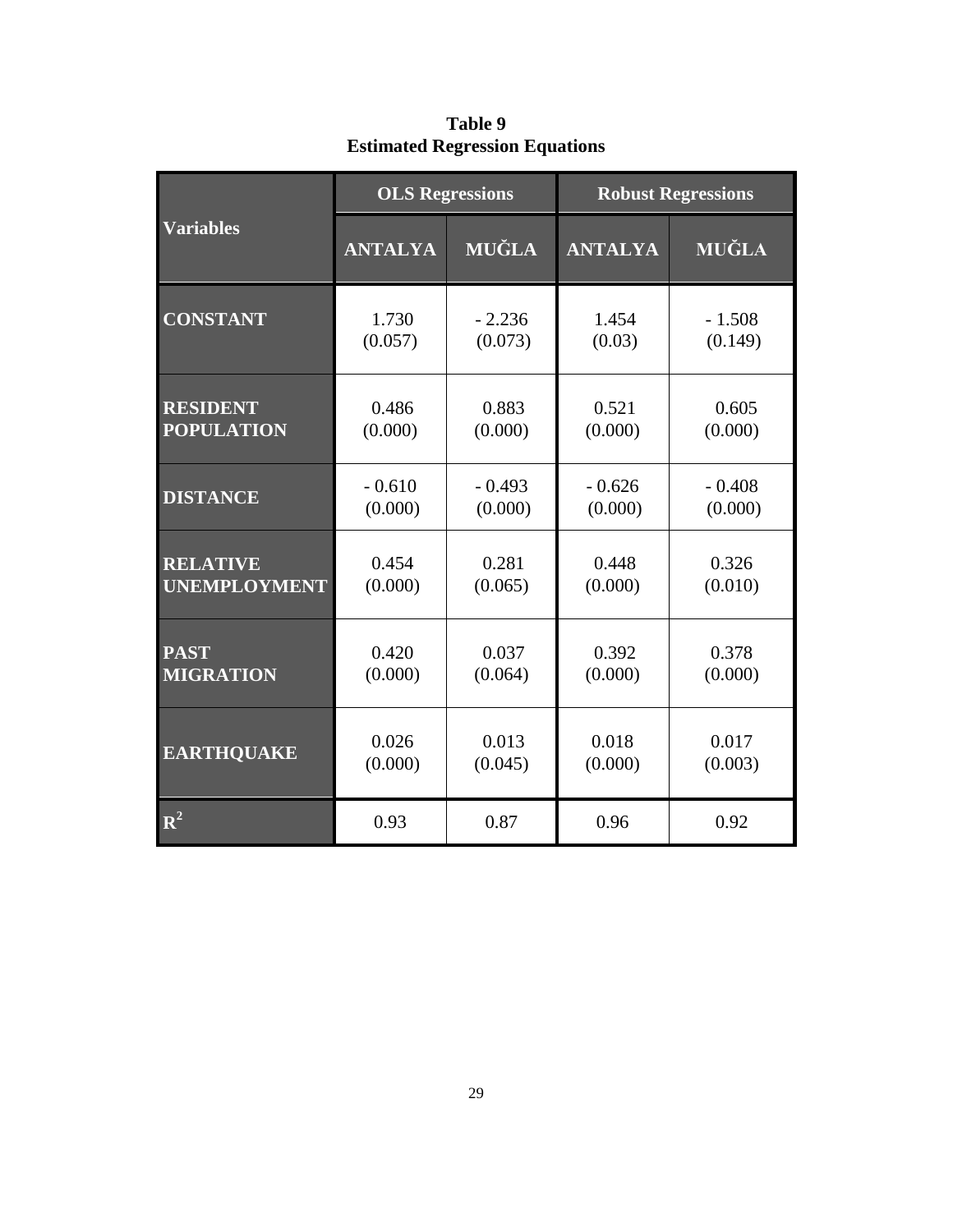**Table 9**
**Estimated Regression Equations**

| Variables | OLS Regressions | | Robust Regressions | |
|---|---|---|---|---|
| | ANTALYA | MUĞLA | ANTALYA | MUĞLA |
| CONSTANT | 1.730 (0.057) | - 2.236 (0.073) | 1.454 (0.03) | - 1.508 (0.149) |
| RESIDENT POPULATION | 0.486 (0.000) | 0.883 (0.000) | 0.521 (0.000) | 0.605 (0.000) |
| DISTANCE | - 0.610 (0.000) | - 0.493 (0.000) | - 0.626 (0.000) | - 0.408 (0.000) |
| RELATIVE UNEMPLOYMENT | 0.454 (0.000) | 0.281 (0.065) | 0.448 (0.000) | 0.326 (0.010) |
| PAST MIGRATION | 0.420 (0.000) | 0.037 (0.064) | 0.392 (0.000) | 0.378 (0.000) |
| EARTHQUAKE | 0.026 (0.000) | 0.013 (0.045) | 0.018 (0.000) | 0.017 (0.003) |
| $R^2$ | 0.93 | 0.87 | 0.96 | 0.92 |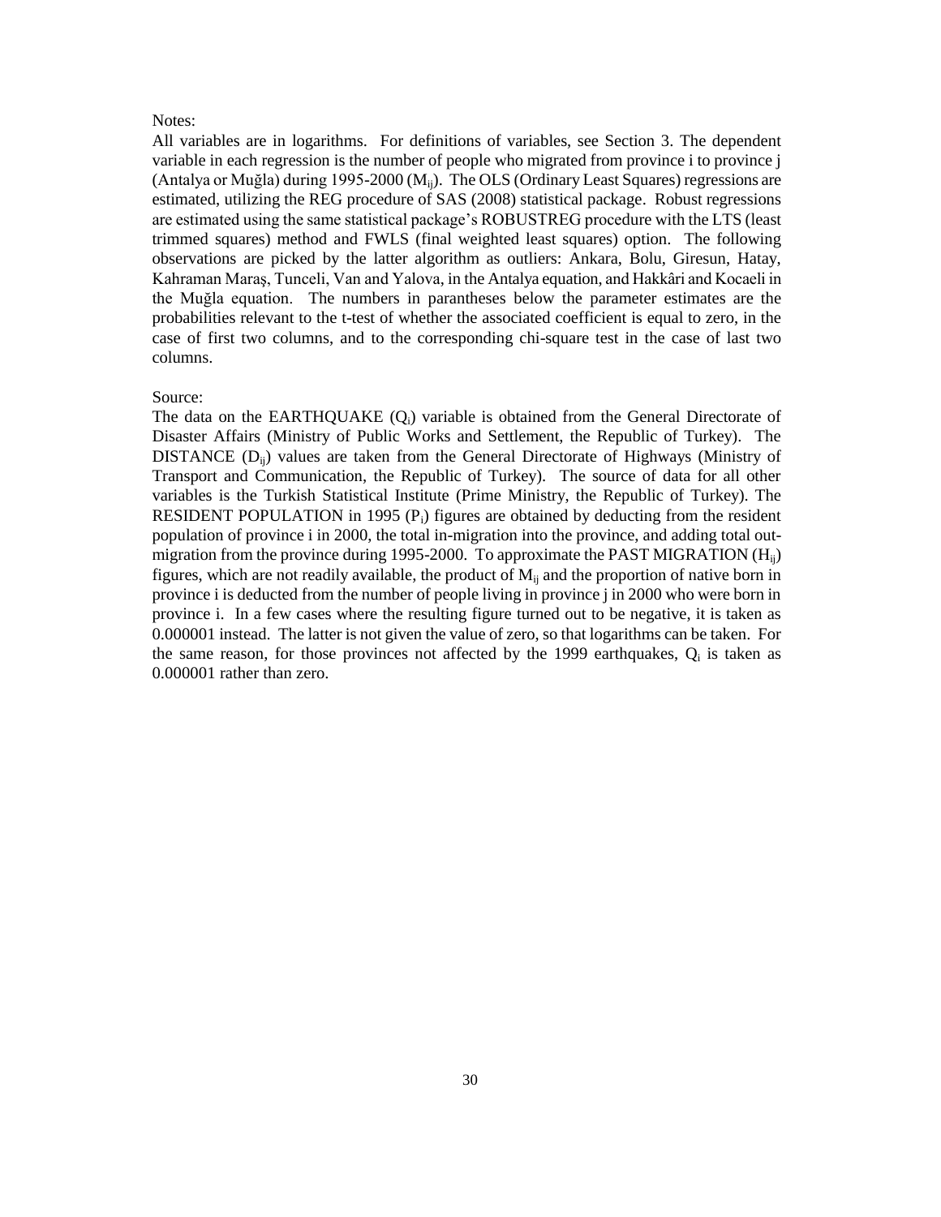Notes:

All variables are in logarithms. For definitions of variables, see Section 3. The dependent variable in each regression is the number of people who migrated from province i to province j (Antalya or Muğla) during 1995-2000 ($M_{ij}$). The OLS (Ordinary Least Squares) regressions are estimated, utilizing the REG procedure of SAS (2008) statistical package. Robust regressions are estimated using the same statistical package's ROBUSTREG procedure with the LTS (least trimmed squares) method and FWLS (final weighted least squares) option. The following observations are picked by the latter algorithm as outliers: Ankara, Bolu, Giresun, Hatay, Kahraman Maraş, Tunceli, Van and Yalova, in the Antalya equation, and Hakkâri and Kocaeli in the Muğla equation. The numbers in parantheses below the parameter estimates are the probabilities relevant to the t-test of whether the associated coefficient is equal to zero, in the case of first two columns, and to the corresponding chi-square test in the case of last two columns.

Source:

The data on the EARTHQUAKE ($Q_i$) variable is obtained from the General Directorate of Disaster Affairs (Ministry of Public Works and Settlement, the Republic of Turkey). The DISTANCE ($D_{ij}$) values are taken from the General Directorate of Highways (Ministry of Transport and Communication, the Republic of Turkey). The source of data for all other variables is the Turkish Statistical Institute (Prime Ministry, the Republic of Turkey). The RESIDENT POPULATION in 1995 ($P_i$) figures are obtained by deducting from the resident population of province i in 2000, the total in-migration into the province, and adding total out-migration from the province during 1995-2000. To approximate the PAST MIGRATION ($H_{ij}$) figures, which are not readily available, the product of $M_{ij}$ and the proportion of native born in province i is deducted from the number of people living in province j in 2000 who were born in province i. In a few cases where the resulting figure turned out to be negative, it is taken as 0.000001 instead. The latter is not given the value of zero, so that logarithms can be taken. For the same reason, for those provinces not affected by the 1999 earthquakes, $Q_i$ is taken as 0.000001 rather than zero.